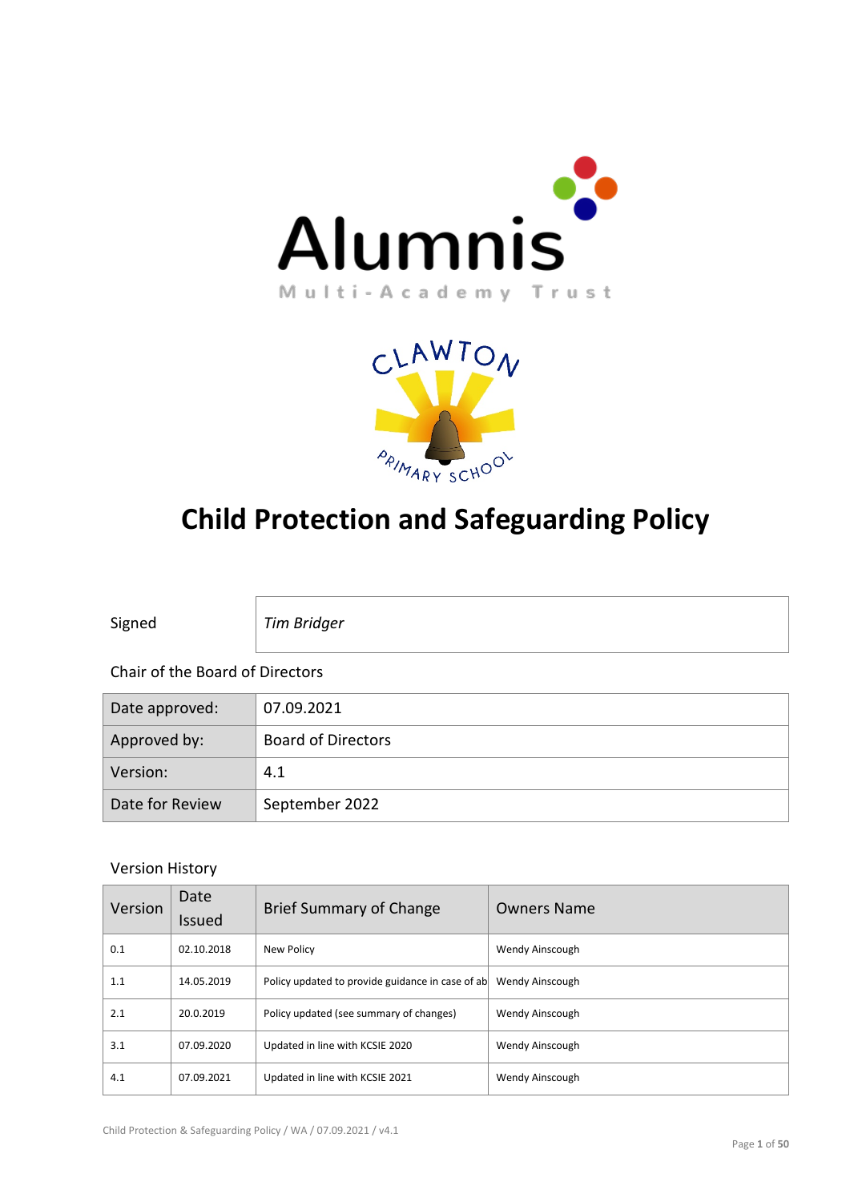Alumnis

Multi-Academy Trust

CLAWTON PRIMARY SCHOOL

# Child Protection and Safeguarding Policy

| Signed | *Tim Bridger* |
|---|---|

Chair of the Board of Directors

| Date approved: | 07.09.2021 |
|---|---|
| Approved by: | Board of Directors |
| Version: | 4.1 |
| Date for Review | September 2022 |

Version History

| Version | Date Issued | Brief Summary of Change | Owners Name |
|---|---|---|---|
| 0.1 | 02.10.2018 | New Policy | Wendy Ainscough |
| 1.1 | 14.05.2019 | Policy updated to provide guidance in case of ab | Wendy Ainscough |
| 2.1 | 20.0.2019 | Policy updated (see summary of changes) | Wendy Ainscough |
| 3.1 | 07.09.2020 | Updated in line with KCSIE 2020 | Wendy Ainscough |
| 4.1 | 07.09.2021 | Updated in line with KCSIE 2021 | Wendy Ainscough |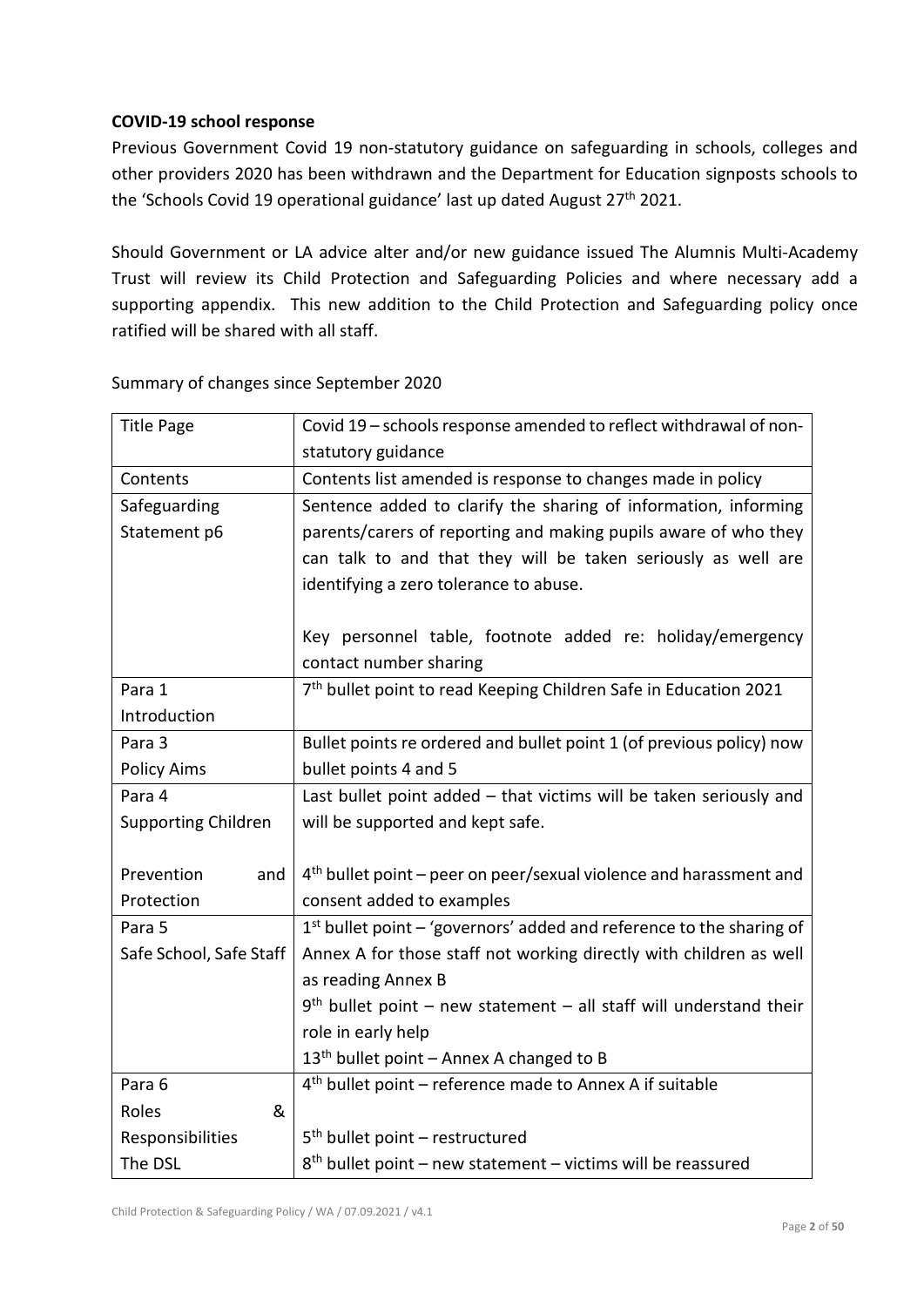**COVID-19 school response**

Previous Government Covid 19 non-statutory guidance on safeguarding in schools, colleges and other providers 2020 has been withdrawn and the Department for Education signposts schools to the 'Schools Covid 19 operational guidance' last up dated August 27th 2021.

Should Government or LA advice alter and/or new guidance issued The Alumnis Multi-Academy Trust will review its Child Protection and Safeguarding Policies and where necessary add a supporting appendix. This new addition to the Child Protection and Safeguarding policy once ratified will be shared with all staff.

Summary of changes since September 2020

| Title Page | Covid 19 – schools response amended to reflect withdrawal of non-statutory guidance |
|---|---|
| Contents | Contents list amended is response to changes made in policy |
| Safeguarding Statement p6 | Sentence added to clarify the sharing of information, informing parents/carers of reporting and making pupils aware of who they can talk to and that they will be taken seriously as well are identifying a zero tolerance to abuse.<br><br>Key personnel table, footnote added re: holiday/emergency contact number sharing |
| Para 1 Introduction | 7th bullet point to read Keeping Children Safe in Education 2021 |
| Para 3 Policy Aims | Bullet points re ordered and bullet point 1 (of previous policy) now bullet points 4 and 5 |
| Para 4 Supporting Children<br><br>Prevention and Protection | Last bullet point added – that victims will be taken seriously and will be supported and kept safe.<br><br>4th bullet point – peer on peer/sexual violence and harassment and consent added to examples |
| Para 5 Safe School, Safe Staff | 1st bullet point – 'governors' added and reference to the sharing of Annex A for those staff not working directly with children as well as reading Annex B<br>9th bullet point – new statement – all staff will understand their role in early help<br>13th bullet point – Annex A changed to B |
| Para 6 Roles & Responsibilities The DSL | 4th bullet point – reference made to Annex A if suitable<br><br>5th bullet point – restructured<br>8th bullet point – new statement – victims will be reassured |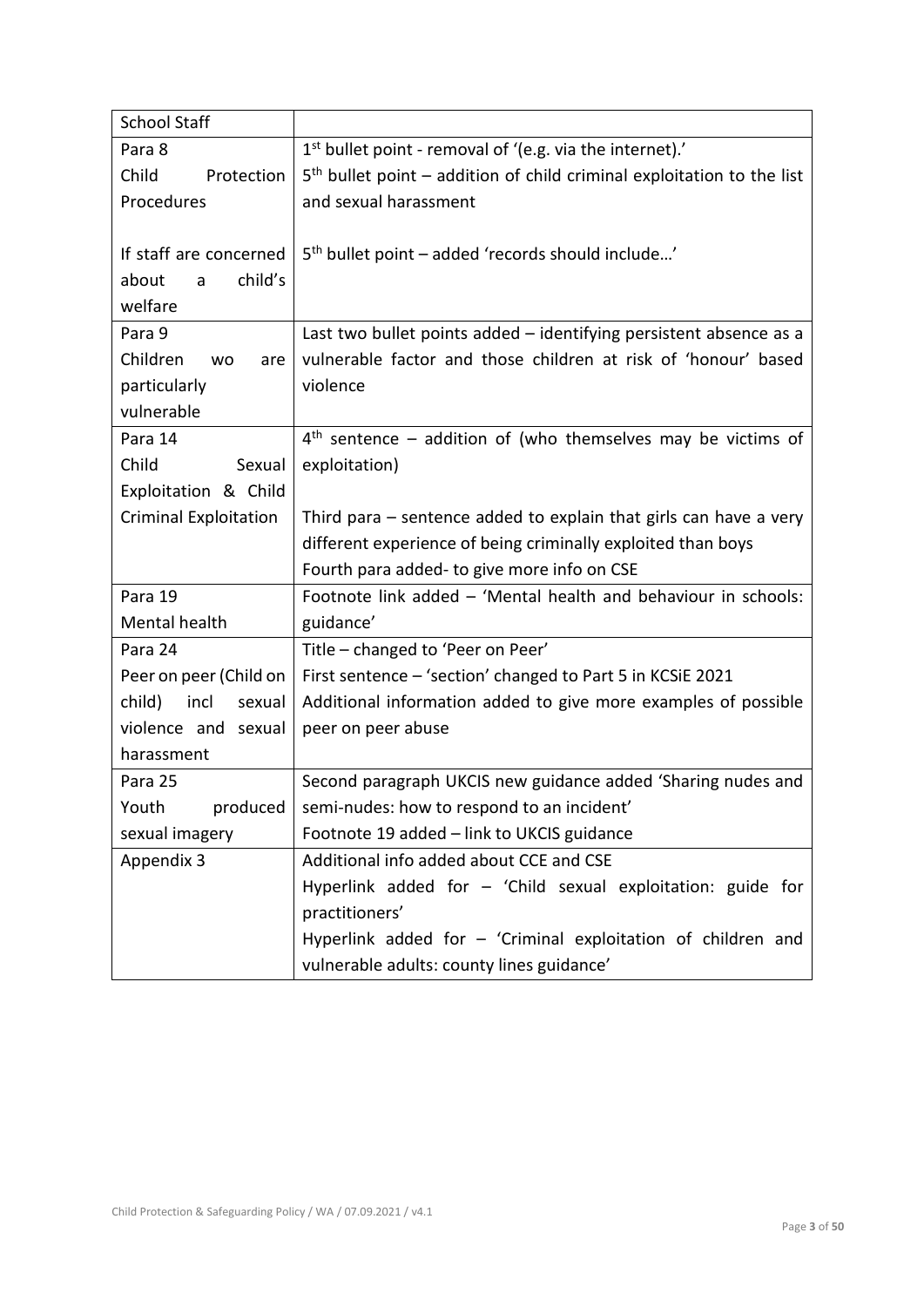| School Staff | |
|---|---|
| Para 8<br>Child Protection Procedures<br><br>If staff are concerned about a child's welfare | 1st bullet point - removal of '(e.g. via the internet).'<br>5th bullet point – addition of child criminal exploitation to the list and sexual harassment<br><br>5th bullet point – added 'records should include…' |
| Para 9<br>Children wo are particularly vulnerable | Last two bullet points added – identifying persistent absence as a vulnerable factor and those children at risk of 'honour' based violence |
| Para 14<br>Child Sexual Exploitation & Child Criminal Exploitation | 4th sentence – addition of (who themselves may be victims of exploitation)<br><br>Third para – sentence added to explain that girls can have a very different experience of being criminally exploited than boys<br>Fourth para added- to give more info on CSE |
| Para 19<br>Mental health | Footnote link added – 'Mental health and behaviour in schools: guidance' |
| Para 24<br>Peer on peer (Child on child) incl sexual violence and sexual harassment | Title – changed to 'Peer on Peer'<br>First sentence – 'section' changed to Part 5 in KCSiE 2021<br>Additional information added to give more examples of possible peer on peer abuse |
| Para 25<br>Youth produced sexual imagery | Second paragraph UKCIS new guidance added 'Sharing nudes and semi-nudes: how to respond to an incident'<br>Footnote 19 added – link to UKCIS guidance |
| Appendix 3 | Additional info added about CCE and CSE<br>Hyperlink added for – 'Child sexual exploitation: guide for practitioners'<br>Hyperlink added for – 'Criminal exploitation of children and vulnerable adults: county lines guidance' |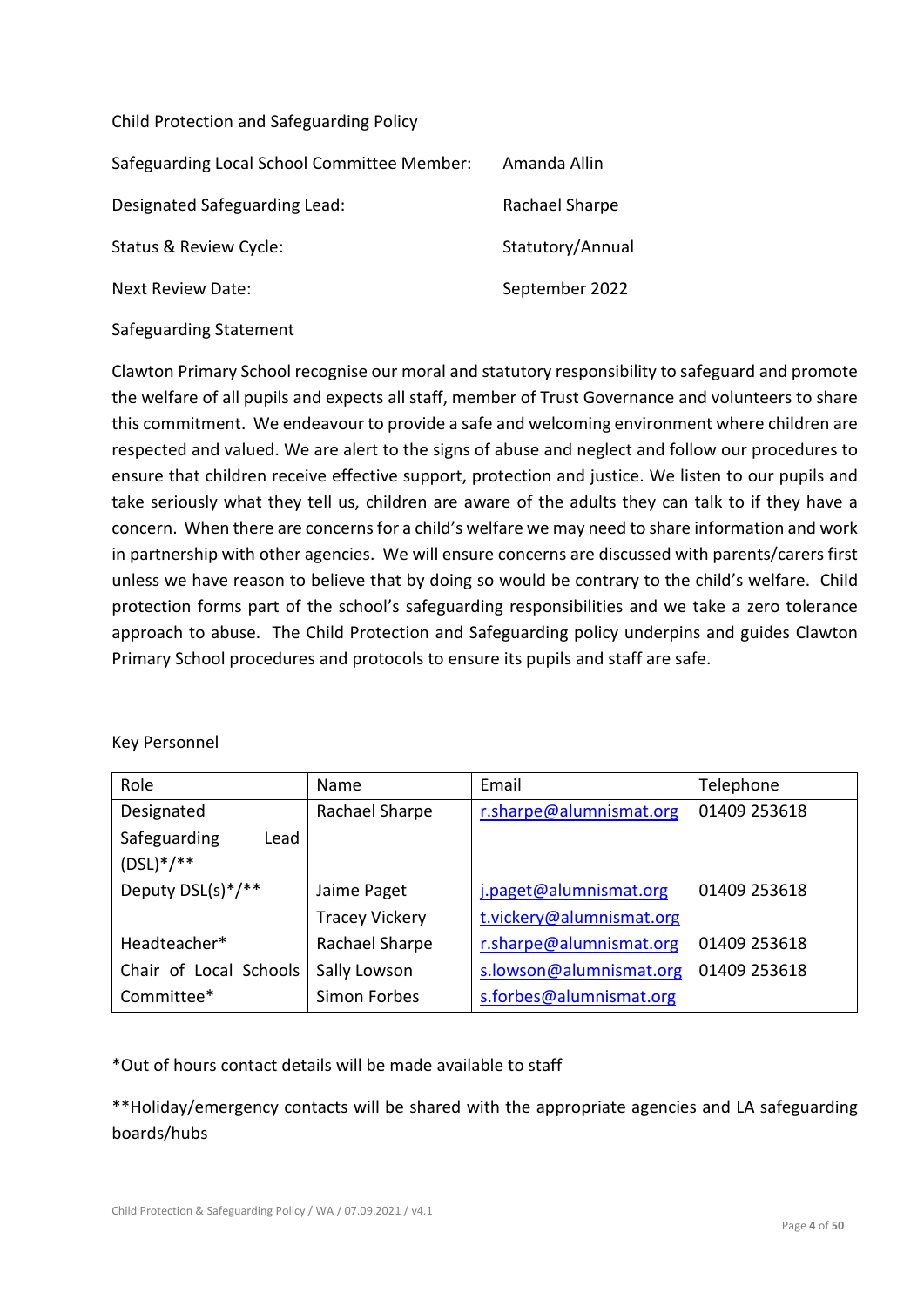Child Protection and Safeguarding Policy

| | |
|---|---|
| Safeguarding Local School Committee Member: | Amanda Allin |
| Designated Safeguarding Lead: | Rachael Sharpe |
| Status & Review Cycle: | Statutory/Annual |
| Next Review Date: | September 2022 |

Safeguarding Statement

Clawton Primary School recognise our moral and statutory responsibility to safeguard and promote the welfare of all pupils and expects all staff, member of Trust Governance and volunteers to share this commitment. We endeavour to provide a safe and welcoming environment where children are respected and valued. We are alert to the signs of abuse and neglect and follow our procedures to ensure that children receive effective support, protection and justice. We listen to our pupils and take seriously what they tell us, children are aware of the adults they can talk to if they have a concern. When there are concerns for a child's welfare we may need to share information and work in partnership with other agencies. We will ensure concerns are discussed with parents/carers first unless we have reason to believe that by doing so would be contrary to the child's welfare. Child protection forms part of the school's safeguarding responsibilities and we take a zero tolerance approach to abuse. The Child Protection and Safeguarding policy underpins and guides Clawton Primary School procedures and protocols to ensure its pupils and staff are safe.

Key Personnel

| Role | Name | Email | Telephone |
|---|---|---|---|
| Designated Safeguarding Lead (DSL)*/** | Rachael Sharpe | r.sharpe@alumnismat.org | 01409 253618 |
| Deputy DSL(s)*/** | Jaime Paget<br>Tracey Vickery | j.paget@alumnismat.org<br>t.vickery@alumnismat.org | 01409 253618 |
| Headteacher* | Rachael Sharpe | r.sharpe@alumnismat.org | 01409 253618 |
| Chair of Local Schools Committee* | Sally Lowson<br>Simon Forbes | s.lowson@alumnismat.org<br>s.forbes@alumnismat.org | 01409 253618 |

*Out of hours contact details will be made available to staff

**Holiday/emergency contacts will be shared with the appropriate agencies and LA safeguarding boards/hubs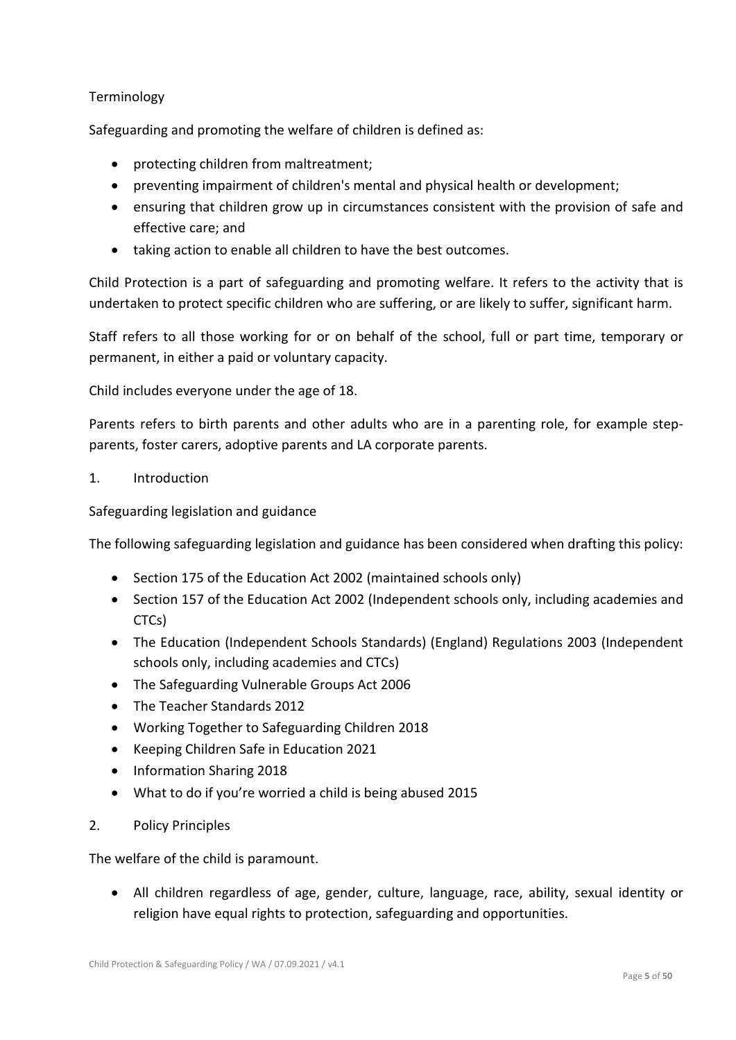## Terminology

Safeguarding and promoting the welfare of children is defined as:

- protecting children from maltreatment;
- preventing impairment of children's mental and physical health or development;
- ensuring that children grow up in circumstances consistent with the provision of safe and effective care; and
- taking action to enable all children to have the best outcomes.

Child Protection is a part of safeguarding and promoting welfare. It refers to the activity that is undertaken to protect specific children who are suffering, or are likely to suffer, significant harm.

Staff refers to all those working for or on behalf of the school, full or part time, temporary or permanent, in either a paid or voluntary capacity.

Child includes everyone under the age of 18.

Parents refers to birth parents and other adults who are in a parenting role, for example step-parents, foster carers, adoptive parents and LA corporate parents.

## 1. Introduction

### Safeguarding legislation and guidance

The following safeguarding legislation and guidance has been considered when drafting this policy:

- Section 175 of the Education Act 2002 (maintained schools only)
- Section 157 of the Education Act 2002 (Independent schools only, including academies and CTCs)
- The Education (Independent Schools Standards) (England) Regulations 2003 (Independent schools only, including academies and CTCs)
- The Safeguarding Vulnerable Groups Act 2006
- The Teacher Standards 2012
- Working Together to Safeguarding Children 2018
- Keeping Children Safe in Education 2021
- Information Sharing 2018
- What to do if you're worried a child is being abused 2015

## 2. Policy Principles

The welfare of the child is paramount.

- All children regardless of age, gender, culture, language, race, ability, sexual identity or religion have equal rights to protection, safeguarding and opportunities.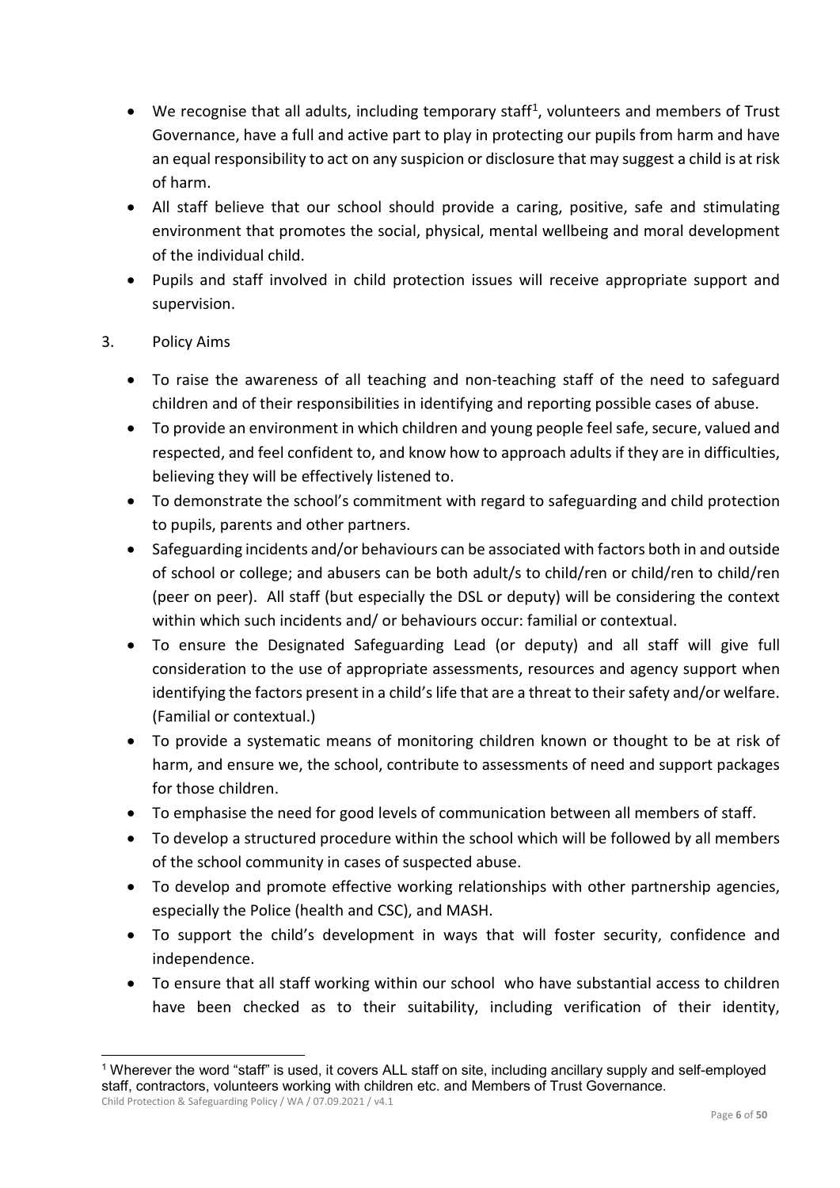- We recognise that all adults, including temporary staff[1], volunteers and members of Trust Governance, have a full and active part to play in protecting our pupils from harm and have an equal responsibility to act on any suspicion or disclosure that may suggest a child is at risk of harm.
- All staff believe that our school should provide a caring, positive, safe and stimulating environment that promotes the social, physical, mental wellbeing and moral development of the individual child.
- Pupils and staff involved in child protection issues will receive appropriate support and supervision.

3. Policy Aims

- To raise the awareness of all teaching and non-teaching staff of the need to safeguard children and of their responsibilities in identifying and reporting possible cases of abuse.
- To provide an environment in which children and young people feel safe, secure, valued and respected, and feel confident to, and know how to approach adults if they are in difficulties, believing they will be effectively listened to.
- To demonstrate the school's commitment with regard to safeguarding and child protection to pupils, parents and other partners.
- Safeguarding incidents and/or behaviours can be associated with factors both in and outside of school or college; and abusers can be both adult/s to child/ren or child/ren to child/ren (peer on peer). All staff (but especially the DSL or deputy) will be considering the context within which such incidents and/ or behaviours occur: familial or contextual.
- To ensure the Designated Safeguarding Lead (or deputy) and all staff will give full consideration to the use of appropriate assessments, resources and agency support when identifying the factors present in a child's life that are a threat to their safety and/or welfare. (Familial or contextual.)
- To provide a systematic means of monitoring children known or thought to be at risk of harm, and ensure we, the school, contribute to assessments of need and support packages for those children.
- To emphasise the need for good levels of communication between all members of staff.
- To develop a structured procedure within the school which will be followed by all members of the school community in cases of suspected abuse.
- To develop and promote effective working relationships with other partnership agencies, especially the Police (health and CSC), and MASH.
- To support the child's development in ways that will foster security, confidence and independence.
- To ensure that all staff working within our school who have substantial access to children have been checked as to their suitability, including verification of their identity,

[1] Wherever the word "staff" is used, it covers ALL staff on site, including ancillary supply and self-employed staff, contractors, volunteers working with children etc. and Members of Trust Governance.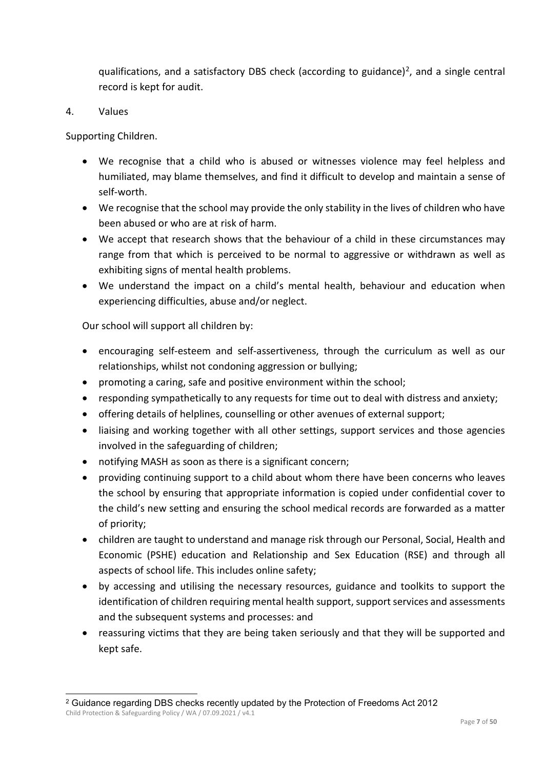qualifications, and a satisfactory DBS check (according to guidance)[2], and a single central record is kept for audit.

4. Values

Supporting Children.

- We recognise that a child who is abused or witnesses violence may feel helpless and humiliated, may blame themselves, and find it difficult to develop and maintain a sense of self-worth.
- We recognise that the school may provide the only stability in the lives of children who have been abused or who are at risk of harm.
- We accept that research shows that the behaviour of a child in these circumstances may range from that which is perceived to be normal to aggressive or withdrawn as well as exhibiting signs of mental health problems.
- We understand the impact on a child's mental health, behaviour and education when experiencing difficulties, abuse and/or neglect.

Our school will support all children by:

- encouraging self-esteem and self-assertiveness, through the curriculum as well as our relationships, whilst not condoning aggression or bullying;
- promoting a caring, safe and positive environment within the school;
- responding sympathetically to any requests for time out to deal with distress and anxiety;
- offering details of helplines, counselling or other avenues of external support;
- liaising and working together with all other settings, support services and those agencies involved in the safeguarding of children;
- notifying MASH as soon as there is a significant concern;
- providing continuing support to a child about whom there have been concerns who leaves the school by ensuring that appropriate information is copied under confidential cover to the child's new setting and ensuring the school medical records are forwarded as a matter of priority;
- children are taught to understand and manage risk through our Personal, Social, Health and Economic (PSHE) education and Relationship and Sex Education (RSE) and through all aspects of school life. This includes online safety;
- by accessing and utilising the necessary resources, guidance and toolkits to support the identification of children requiring mental health support, support services and assessments and the subsequent systems and processes: and
- reassuring victims that they are being taken seriously and that they will be supported and kept safe.

[2] Guidance regarding DBS checks recently updated by the Protection of Freedoms Act 2012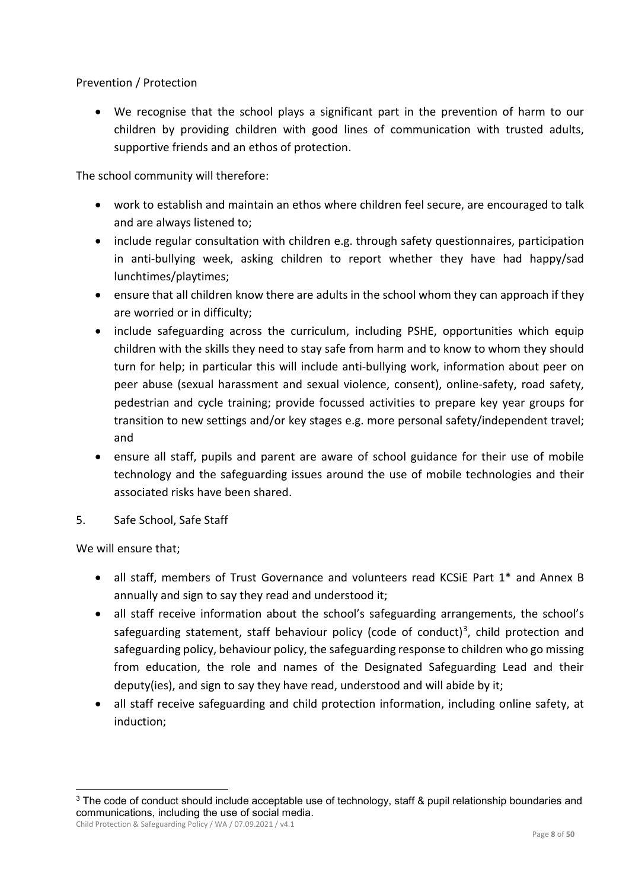Prevention / Protection

- We recognise that the school plays a significant part in the prevention of harm to our children by providing children with good lines of communication with trusted adults, supportive friends and an ethos of protection.

The school community will therefore:

- work to establish and maintain an ethos where children feel secure, are encouraged to talk and are always listened to;
- include regular consultation with children e.g. through safety questionnaires, participation in anti-bullying week, asking children to report whether they have had happy/sad lunchtimes/playtimes;
- ensure that all children know there are adults in the school whom they can approach if they are worried or in difficulty;
- include safeguarding across the curriculum, including PSHE, opportunities which equip children with the skills they need to stay safe from harm and to know to whom they should turn for help; in particular this will include anti-bullying work, information about peer on peer abuse (sexual harassment and sexual violence, consent), online-safety, road safety, pedestrian and cycle training; provide focussed activities to prepare key year groups for transition to new settings and/or key stages e.g. more personal safety/independent travel; and
- ensure all staff, pupils and parent are aware of school guidance for their use of mobile technology and the safeguarding issues around the use of mobile technologies and their associated risks have been shared.

## 5. Safe School, Safe Staff

We will ensure that;

- all staff, members of Trust Governance and volunteers read KCSiE Part 1* and Annex B annually and sign to say they read and understood it;
- all staff receive information about the school's safeguarding arrangements, the school's safeguarding statement, staff behaviour policy (code of conduct)[3], child protection and safeguarding policy, behaviour policy, the safeguarding response to children who go missing from education, the role and names of the Designated Safeguarding Lead and their deputy(ies), and sign to say they have read, understood and will abide by it;
- all staff receive safeguarding and child protection information, including online safety, at induction;

[3] The code of conduct should include acceptable use of technology, staff & pupil relationship boundaries and communications, including the use of social media.

Child Protection & Safeguarding Policy / WA / 07.09.2021 / v4.1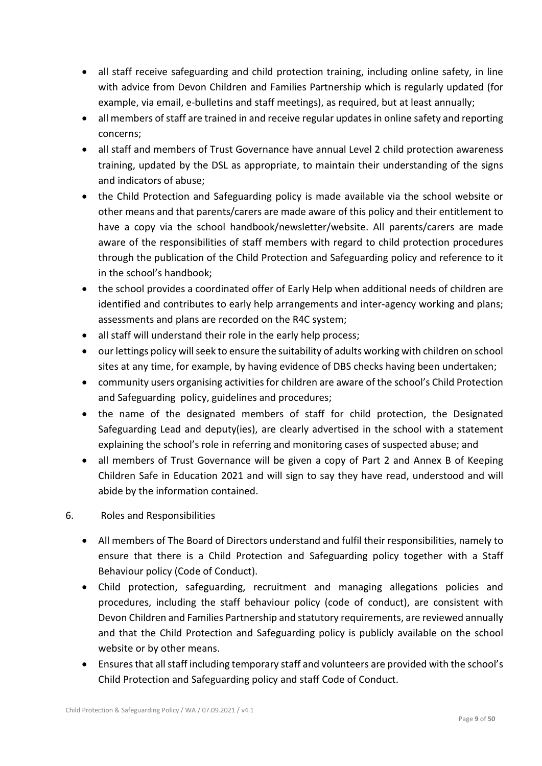- all staff receive safeguarding and child protection training, including online safety, in line with advice from Devon Children and Families Partnership which is regularly updated (for example, via email, e-bulletins and staff meetings), as required, but at least annually;
- all members of staff are trained in and receive regular updates in online safety and reporting concerns;
- all staff and members of Trust Governance have annual Level 2 child protection awareness training, updated by the DSL as appropriate, to maintain their understanding of the signs and indicators of abuse;
- the Child Protection and Safeguarding policy is made available via the school website or other means and that parents/carers are made aware of this policy and their entitlement to have a copy via the school handbook/newsletter/website. All parents/carers are made aware of the responsibilities of staff members with regard to child protection procedures through the publication of the Child Protection and Safeguarding policy and reference to it in the school's handbook;
- the school provides a coordinated offer of Early Help when additional needs of children are identified and contributes to early help arrangements and inter-agency working and plans; assessments and plans are recorded on the R4C system;
- all staff will understand their role in the early help process;
- our lettings policy will seek to ensure the suitability of adults working with children on school sites at any time, for example, by having evidence of DBS checks having been undertaken;
- community users organising activities for children are aware of the school's Child Protection and Safeguarding policy, guidelines and procedures;
- the name of the designated members of staff for child protection, the Designated Safeguarding Lead and deputy(ies), are clearly advertised in the school with a statement explaining the school's role in referring and monitoring cases of suspected abuse; and
- all members of Trust Governance will be given a copy of Part 2 and Annex B of Keeping Children Safe in Education 2021 and will sign to say they have read, understood and will abide by the information contained.

## 6. Roles and Responsibilities

- All members of The Board of Directors understand and fulfil their responsibilities, namely to ensure that there is a Child Protection and Safeguarding policy together with a Staff Behaviour policy (Code of Conduct).
- Child protection, safeguarding, recruitment and managing allegations policies and procedures, including the staff behaviour policy (code of conduct), are consistent with Devon Children and Families Partnership and statutory requirements, are reviewed annually and that the Child Protection and Safeguarding policy is publicly available on the school website or by other means.
- Ensures that all staff including temporary staff and volunteers are provided with the school's Child Protection and Safeguarding policy and staff Code of Conduct.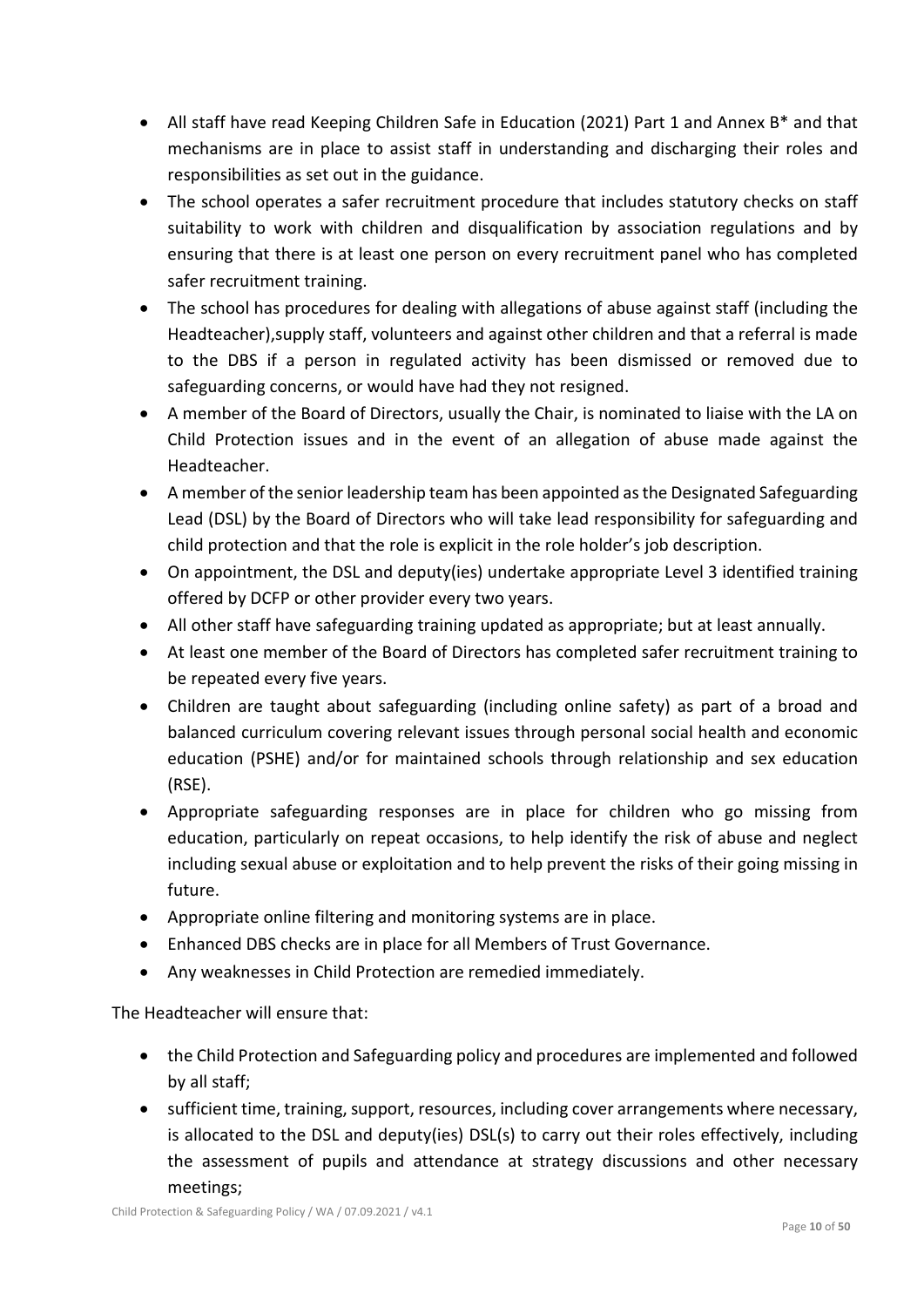- All staff have read Keeping Children Safe in Education (2021) Part 1 and Annex B* and that mechanisms are in place to assist staff in understanding and discharging their roles and responsibilities as set out in the guidance.
- The school operates a safer recruitment procedure that includes statutory checks on staff suitability to work with children and disqualification by association regulations and by ensuring that there is at least one person on every recruitment panel who has completed safer recruitment training.
- The school has procedures for dealing with allegations of abuse against staff (including the Headteacher),supply staff, volunteers and against other children and that a referral is made to the DBS if a person in regulated activity has been dismissed or removed due to safeguarding concerns, or would have had they not resigned.
- A member of the Board of Directors, usually the Chair, is nominated to liaise with the LA on Child Protection issues and in the event of an allegation of abuse made against the Headteacher.
- A member of the senior leadership team has been appointed as the Designated Safeguarding Lead (DSL) by the Board of Directors who will take lead responsibility for safeguarding and child protection and that the role is explicit in the role holder's job description.
- On appointment, the DSL and deputy(ies) undertake appropriate Level 3 identified training offered by DCFP or other provider every two years.
- All other staff have safeguarding training updated as appropriate; but at least annually.
- At least one member of the Board of Directors has completed safer recruitment training to be repeated every five years.
- Children are taught about safeguarding (including online safety) as part of a broad and balanced curriculum covering relevant issues through personal social health and economic education (PSHE) and/or for maintained schools through relationship and sex education (RSE).
- Appropriate safeguarding responses are in place for children who go missing from education, particularly on repeat occasions, to help identify the risk of abuse and neglect including sexual abuse or exploitation and to help prevent the risks of their going missing in future.
- Appropriate online filtering and monitoring systems are in place.
- Enhanced DBS checks are in place for all Members of Trust Governance.
- Any weaknesses in Child Protection are remedied immediately.

The Headteacher will ensure that:

- the Child Protection and Safeguarding policy and procedures are implemented and followed by all staff;
- sufficient time, training, support, resources, including cover arrangements where necessary, is allocated to the DSL and deputy(ies) DSL(s) to carry out their roles effectively, including the assessment of pupils and attendance at strategy discussions and other necessary meetings;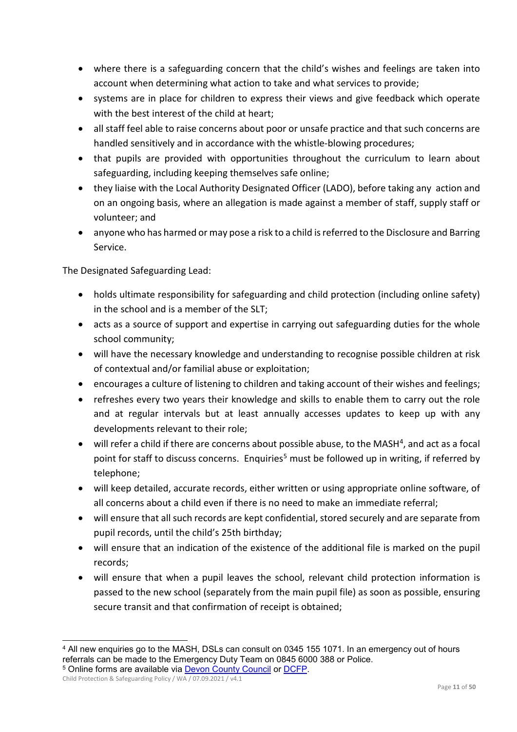- where there is a safeguarding concern that the child's wishes and feelings are taken into account when determining what action to take and what services to provide;
- systems are in place for children to express their views and give feedback which operate with the best interest of the child at heart;
- all staff feel able to raise concerns about poor or unsafe practice and that such concerns are handled sensitively and in accordance with the whistle-blowing procedures;
- that pupils are provided with opportunities throughout the curriculum to learn about safeguarding, including keeping themselves safe online;
- they liaise with the Local Authority Designated Officer (LADO), before taking any action and on an ongoing basis, where an allegation is made against a member of staff, supply staff or volunteer; and
- anyone who has harmed or may pose a risk to a child is referred to the Disclosure and Barring Service.

The Designated Safeguarding Lead:

- holds ultimate responsibility for safeguarding and child protection (including online safety) in the school and is a member of the SLT;
- acts as a source of support and expertise in carrying out safeguarding duties for the whole school community;
- will have the necessary knowledge and understanding to recognise possible children at risk of contextual and/or familial abuse or exploitation;
- encourages a culture of listening to children and taking account of their wishes and feelings;
- refreshes every two years their knowledge and skills to enable them to carry out the role and at regular intervals but at least annually accesses updates to keep up with any developments relevant to their role;
- will refer a child if there are concerns about possible abuse, to the MASH[4], and act as a focal point for staff to discuss concerns. Enquiries[5] must be followed up in writing, if referred by telephone;
- will keep detailed, accurate records, either written or using appropriate online software, of all concerns about a child even if there is no need to make an immediate referral;
- will ensure that all such records are kept confidential, stored securely and are separate from pupil records, until the child's 25th birthday;
- will ensure that an indication of the existence of the additional file is marked on the pupil records;
- will ensure that when a pupil leaves the school, relevant child protection information is passed to the new school (separately from the main pupil file) as soon as possible, ensuring secure transit and that confirmation of receipt is obtained;

---

[4] All new enquiries go to the MASH, DSLs can consult on 0345 155 1071. In an emergency out of hours referrals can be made to the Emergency Duty Team on 0845 6000 388 or Police.

[5] Online forms are available via Devon County Council or DCFP.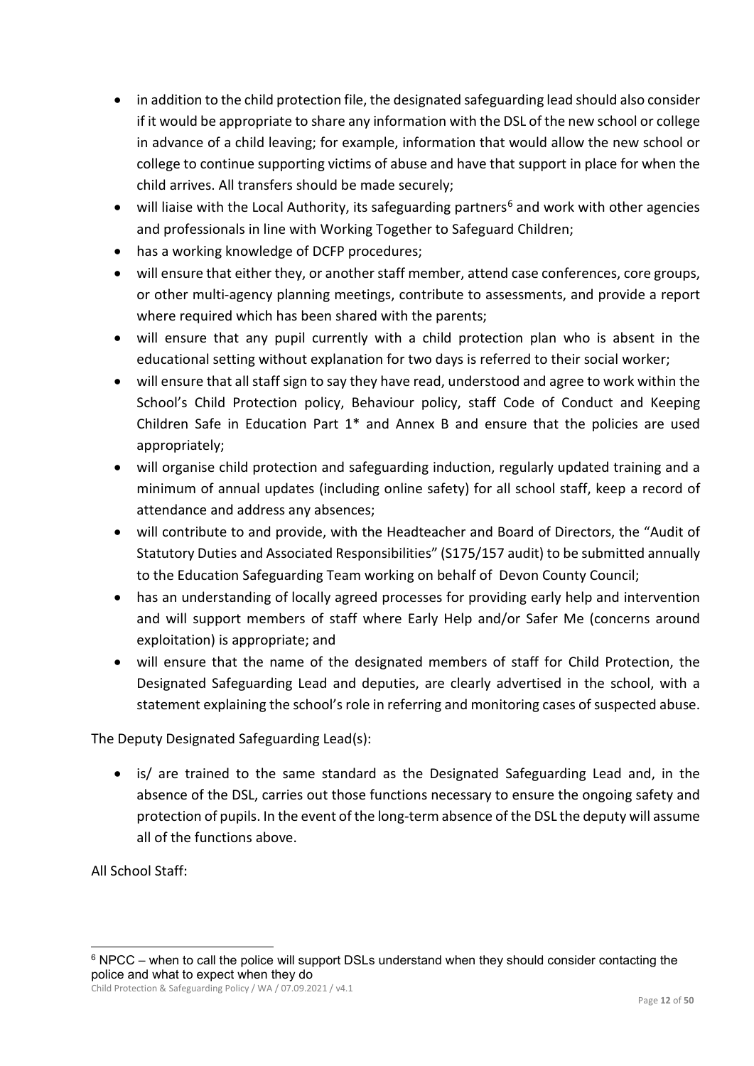- in addition to the child protection file, the designated safeguarding lead should also consider if it would be appropriate to share any information with the DSL of the new school or college in advance of a child leaving; for example, information that would allow the new school or college to continue supporting victims of abuse and have that support in place for when the child arrives. All transfers should be made securely;
- will liaise with the Local Authority, its safeguarding partners[6] and work with other agencies and professionals in line with Working Together to Safeguard Children;
- has a working knowledge of DCFP procedures;
- will ensure that either they, or another staff member, attend case conferences, core groups, or other multi-agency planning meetings, contribute to assessments, and provide a report where required which has been shared with the parents;
- will ensure that any pupil currently with a child protection plan who is absent in the educational setting without explanation for two days is referred to their social worker;
- will ensure that all staff sign to say they have read, understood and agree to work within the School's Child Protection policy, Behaviour policy, staff Code of Conduct and Keeping Children Safe in Education Part 1* and Annex B and ensure that the policies are used appropriately;
- will organise child protection and safeguarding induction, regularly updated training and a minimum of annual updates (including online safety) for all school staff, keep a record of attendance and address any absences;
- will contribute to and provide, with the Headteacher and Board of Directors, the "Audit of Statutory Duties and Associated Responsibilities" (S175/157 audit) to be submitted annually to the Education Safeguarding Team working on behalf of Devon County Council;
- has an understanding of locally agreed processes for providing early help and intervention and will support members of staff where Early Help and/or Safer Me (concerns around exploitation) is appropriate; and
- will ensure that the name of the designated members of staff for Child Protection, the Designated Safeguarding Lead and deputies, are clearly advertised in the school, with a statement explaining the school's role in referring and monitoring cases of suspected abuse.

The Deputy Designated Safeguarding Lead(s):

- is/ are trained to the same standard as the Designated Safeguarding Lead and, in the absence of the DSL, carries out those functions necessary to ensure the ongoing safety and protection of pupils. In the event of the long-term absence of the DSL the deputy will assume all of the functions above.

All School Staff:

[6] NPCC – when to call the police will support DSLs understand when they should consider contacting the police and what to expect when they do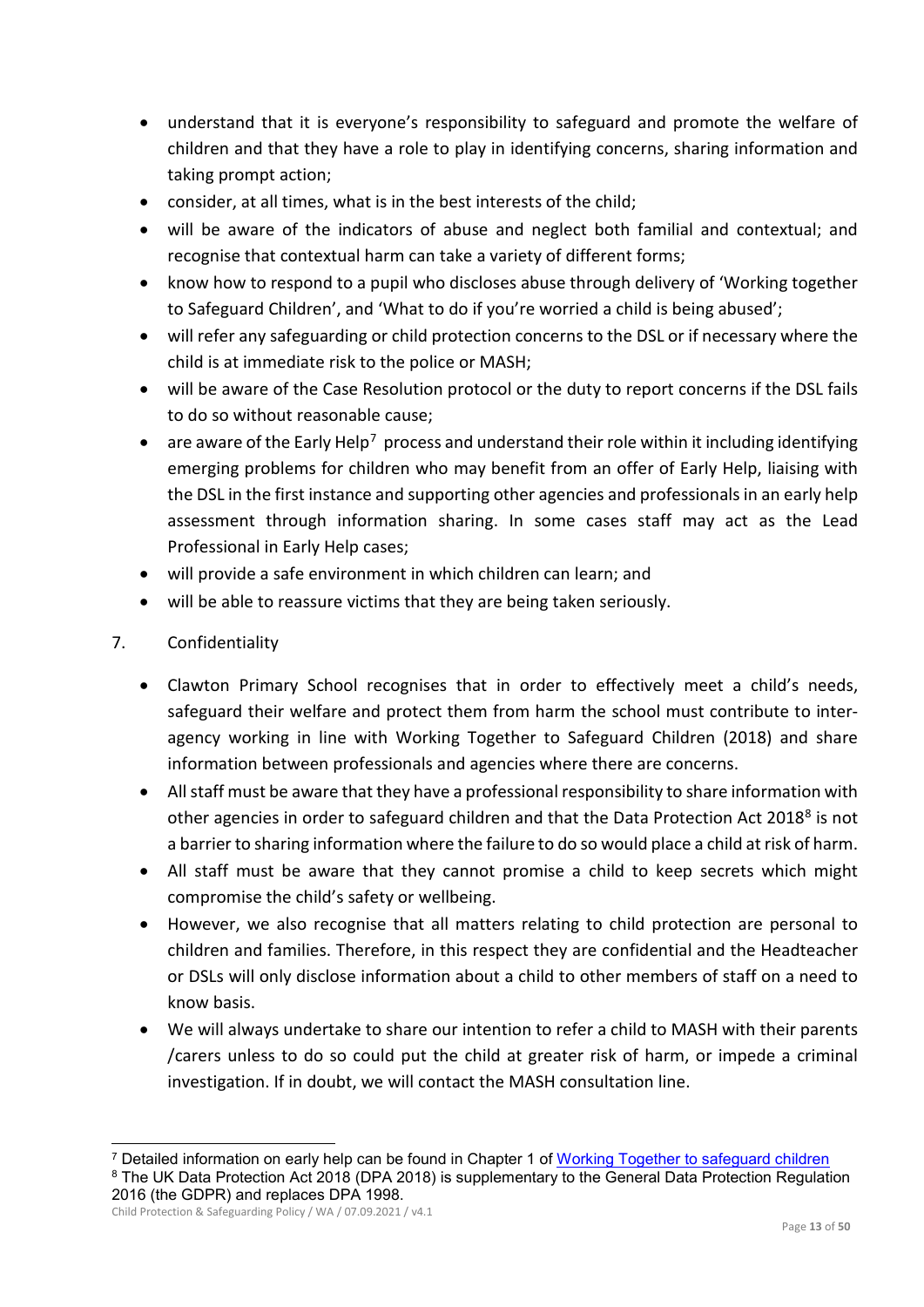- understand that it is everyone's responsibility to safeguard and promote the welfare of children and that they have a role to play in identifying concerns, sharing information and taking prompt action;
- consider, at all times, what is in the best interests of the child;
- will be aware of the indicators of abuse and neglect both familial and contextual; and recognise that contextual harm can take a variety of different forms;
- know how to respond to a pupil who discloses abuse through delivery of 'Working together to Safeguard Children', and 'What to do if you're worried a child is being abused';
- will refer any safeguarding or child protection concerns to the DSL or if necessary where the child is at immediate risk to the police or MASH;
- will be aware of the Case Resolution protocol or the duty to report concerns if the DSL fails to do so without reasonable cause;
- are aware of the Early Help[7] process and understand their role within it including identifying emerging problems for children who may benefit from an offer of Early Help, liaising with the DSL in the first instance and supporting other agencies and professionals in an early help assessment through information sharing. In some cases staff may act as the Lead Professional in Early Help cases;
- will provide a safe environment in which children can learn; and
- will be able to reassure victims that they are being taken seriously.

## 7. Confidentiality

- Clawton Primary School recognises that in order to effectively meet a child's needs, safeguard their welfare and protect them from harm the school must contribute to inter-agency working in line with Working Together to Safeguard Children (2018) and share information between professionals and agencies where there are concerns.
- All staff must be aware that they have a professional responsibility to share information with other agencies in order to safeguard children and that the Data Protection Act 2018[8] is not a barrier to sharing information where the failure to do so would place a child at risk of harm.
- All staff must be aware that they cannot promise a child to keep secrets which might compromise the child's safety or wellbeing.
- However, we also recognise that all matters relating to child protection are personal to children and families. Therefore, in this respect they are confidential and the Headteacher or DSLs will only disclose information about a child to other members of staff on a need to know basis.
- We will always undertake to share our intention to refer a child to MASH with their parents /carers unless to do so could put the child at greater risk of harm, or impede a criminal investigation. If in doubt, we will contact the MASH consultation line.

---

[7] Detailed information on early help can be found in Chapter 1 of [Working Together to safeguard children](Working Together to safeguard children)

[8] The UK Data Protection Act 2018 (DPA 2018) is supplementary to the General Data Protection Regulation 2016 (the GDPR) and replaces DPA 1998.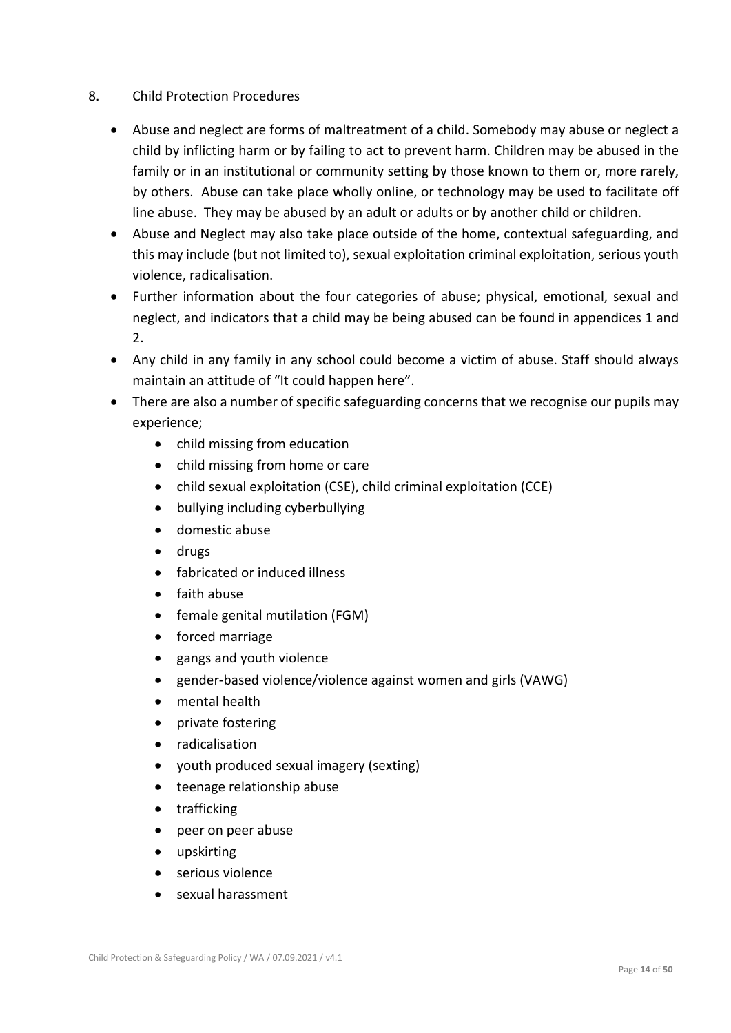## 8. Child Protection Procedures

- Abuse and neglect are forms of maltreatment of a child. Somebody may abuse or neglect a child by inflicting harm or by failing to act to prevent harm. Children may be abused in the family or in an institutional or community setting by those known to them or, more rarely, by others. Abuse can take place wholly online, or technology may be used to facilitate off line abuse. They may be abused by an adult or adults or by another child or children.
- Abuse and Neglect may also take place outside of the home, contextual safeguarding, and this may include (but not limited to), sexual exploitation criminal exploitation, serious youth violence, radicalisation.
- Further information about the four categories of abuse; physical, emotional, sexual and neglect, and indicators that a child may be being abused can be found in appendices 1 and 2.
- Any child in any family in any school could become a victim of abuse. Staff should always maintain an attitude of "It could happen here".
- There are also a number of specific safeguarding concerns that we recognise our pupils may experience;
  - child missing from education
  - child missing from home or care
  - child sexual exploitation (CSE), child criminal exploitation (CCE)
  - bullying including cyberbullying
  - domestic abuse
  - drugs
  - fabricated or induced illness
  - faith abuse
  - female genital mutilation (FGM)
  - forced marriage
  - gangs and youth violence
  - gender-based violence/violence against women and girls (VAWG)
  - mental health
  - private fostering
  - radicalisation
  - youth produced sexual imagery (sexting)
  - teenage relationship abuse
  - trafficking
  - peer on peer abuse
  - upskirting
  - serious violence
  - sexual harassment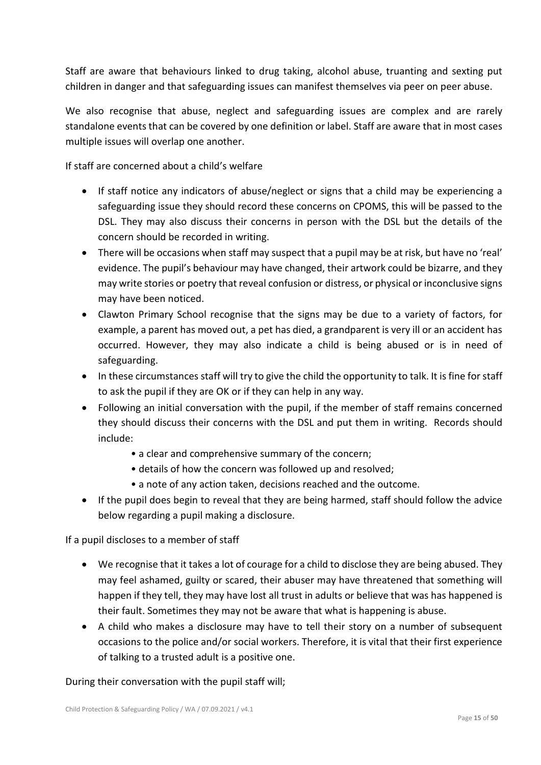Staff are aware that behaviours linked to drug taking, alcohol abuse, truanting and sexting put children in danger and that safeguarding issues can manifest themselves via peer on peer abuse.

We also recognise that abuse, neglect and safeguarding issues are complex and are rarely standalone events that can be covered by one definition or label. Staff are aware that in most cases multiple issues will overlap one another.

If staff are concerned about a child's welfare

- If staff notice any indicators of abuse/neglect or signs that a child may be experiencing a safeguarding issue they should record these concerns on CPOMS, this will be passed to the DSL. They may also discuss their concerns in person with the DSL but the details of the concern should be recorded in writing.
- There will be occasions when staff may suspect that a pupil may be at risk, but have no 'real' evidence. The pupil's behaviour may have changed, their artwork could be bizarre, and they may write stories or poetry that reveal confusion or distress, or physical or inconclusive signs may have been noticed.
- Clawton Primary School recognise that the signs may be due to a variety of factors, for example, a parent has moved out, a pet has died, a grandparent is very ill or an accident has occurred. However, they may also indicate a child is being abused or is in need of safeguarding.
- In these circumstances staff will try to give the child the opportunity to talk. It is fine for staff to ask the pupil if they are OK or if they can help in any way.
- Following an initial conversation with the pupil, if the member of staff remains concerned they should discuss their concerns with the DSL and put them in writing. Records should include:
    - a clear and comprehensive summary of the concern;
    - details of how the concern was followed up and resolved;
    - a note of any action taken, decisions reached and the outcome.
- If the pupil does begin to reveal that they are being harmed, staff should follow the advice below regarding a pupil making a disclosure.

If a pupil discloses to a member of staff

- We recognise that it takes a lot of courage for a child to disclose they are being abused. They may feel ashamed, guilty or scared, their abuser may have threatened that something will happen if they tell, they may have lost all trust in adults or believe that was has happened is their fault. Sometimes they may not be aware that what is happening is abuse.
- A child who makes a disclosure may have to tell their story on a number of subsequent occasions to the police and/or social workers. Therefore, it is vital that their first experience of talking to a trusted adult is a positive one.

During their conversation with the pupil staff will;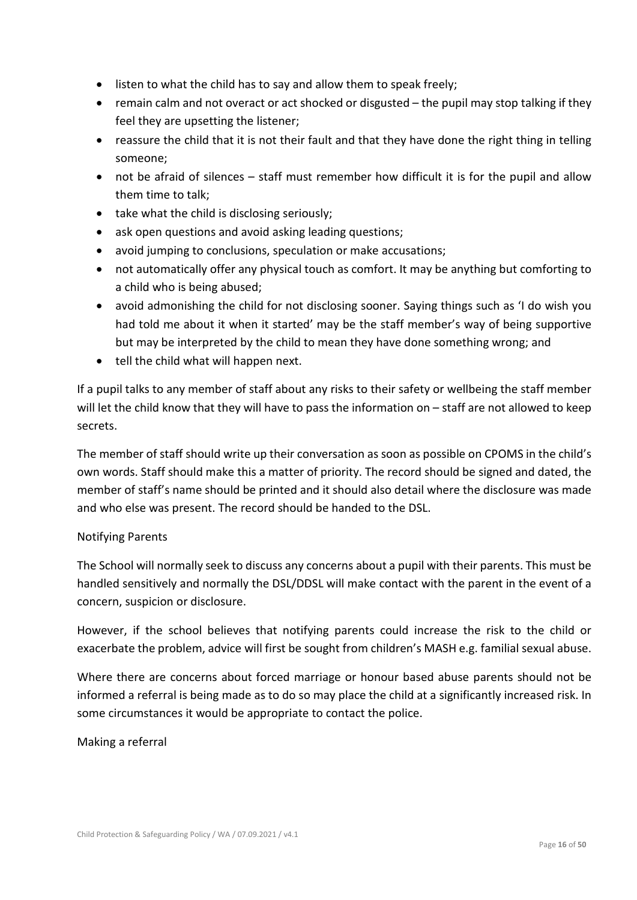- listen to what the child has to say and allow them to speak freely;
- remain calm and not overact or act shocked or disgusted – the pupil may stop talking if they feel they are upsetting the listener;
- reassure the child that it is not their fault and that they have done the right thing in telling someone;
- not be afraid of silences – staff must remember how difficult it is for the pupil and allow them time to talk;
- take what the child is disclosing seriously;
- ask open questions and avoid asking leading questions;
- avoid jumping to conclusions, speculation or make accusations;
- not automatically offer any physical touch as comfort. It may be anything but comforting to a child who is being abused;
- avoid admonishing the child for not disclosing sooner. Saying things such as 'I do wish you had told me about it when it started' may be the staff member's way of being supportive but may be interpreted by the child to mean they have done something wrong; and
- tell the child what will happen next.

If a pupil talks to any member of staff about any risks to their safety or wellbeing the staff member will let the child know that they will have to pass the information on – staff are not allowed to keep secrets.

The member of staff should write up their conversation as soon as possible on CPOMS in the child's own words. Staff should make this a matter of priority. The record should be signed and dated, the member of staff's name should be printed and it should also detail where the disclosure was made and who else was present. The record should be handed to the DSL.

Notifying Parents

The School will normally seek to discuss any concerns about a pupil with their parents. This must be handled sensitively and normally the DSL/DDSL will make contact with the parent in the event of a concern, suspicion or disclosure.

However, if the school believes that notifying parents could increase the risk to the child or exacerbate the problem, advice will first be sought from children's MASH e.g. familial sexual abuse.

Where there are concerns about forced marriage or honour based abuse parents should not be informed a referral is being made as to do so may place the child at a significantly increased risk. In some circumstances it would be appropriate to contact the police.

Making a referral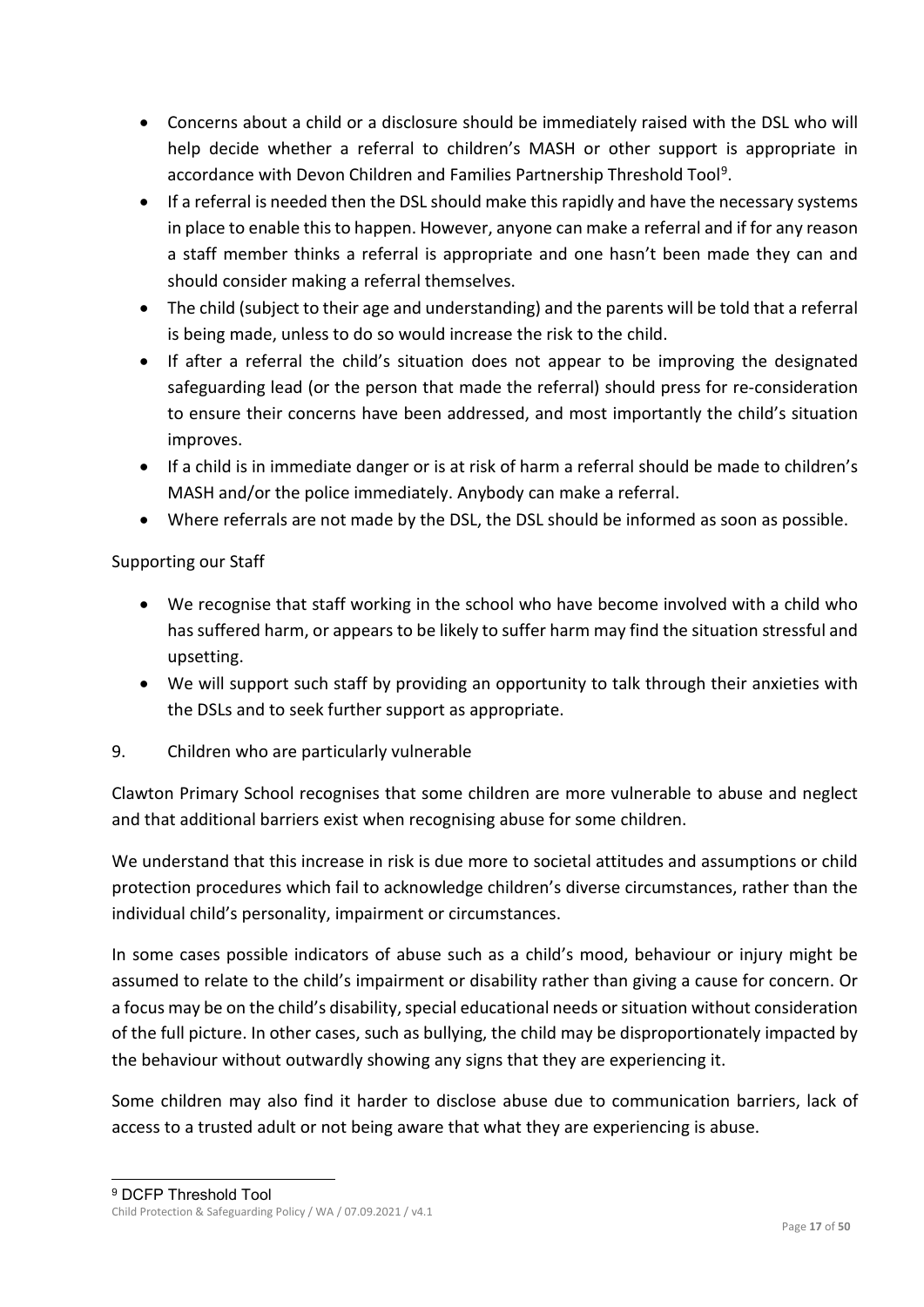- Concerns about a child or a disclosure should be immediately raised with the DSL who will help decide whether a referral to children's MASH or other support is appropriate in accordance with Devon Children and Families Partnership Threshold Tool[9].
- If a referral is needed then the DSL should make this rapidly and have the necessary systems in place to enable this to happen. However, anyone can make a referral and if for any reason a staff member thinks a referral is appropriate and one hasn't been made they can and should consider making a referral themselves.
- The child (subject to their age and understanding) and the parents will be told that a referral is being made, unless to do so would increase the risk to the child.
- If after a referral the child's situation does not appear to be improving the designated safeguarding lead (or the person that made the referral) should press for re-consideration to ensure their concerns have been addressed, and most importantly the child's situation improves.
- If a child is in immediate danger or is at risk of harm a referral should be made to children's MASH and/or the police immediately. Anybody can make a referral.
- Where referrals are not made by the DSL, the DSL should be informed as soon as possible.

Supporting our Staff

- We recognise that staff working in the school who have become involved with a child who has suffered harm, or appears to be likely to suffer harm may find the situation stressful and upsetting.
- We will support such staff by providing an opportunity to talk through their anxieties with the DSLs and to seek further support as appropriate.

## 9. Children who are particularly vulnerable

Clawton Primary School recognises that some children are more vulnerable to abuse and neglect and that additional barriers exist when recognising abuse for some children.

We understand that this increase in risk is due more to societal attitudes and assumptions or child protection procedures which fail to acknowledge children's diverse circumstances, rather than the individual child's personality, impairment or circumstances.

In some cases possible indicators of abuse such as a child's mood, behaviour or injury might be assumed to relate to the child's impairment or disability rather than giving a cause for concern. Or a focus may be on the child's disability, special educational needs or situation without consideration of the full picture. In other cases, such as bullying, the child may be disproportionately impacted by the behaviour without outwardly showing any signs that they are experiencing it.

Some children may also find it harder to disclose abuse due to communication barriers, lack of access to a trusted adult or not being aware that what they are experiencing is abuse.

[9] DCFP Threshold Tool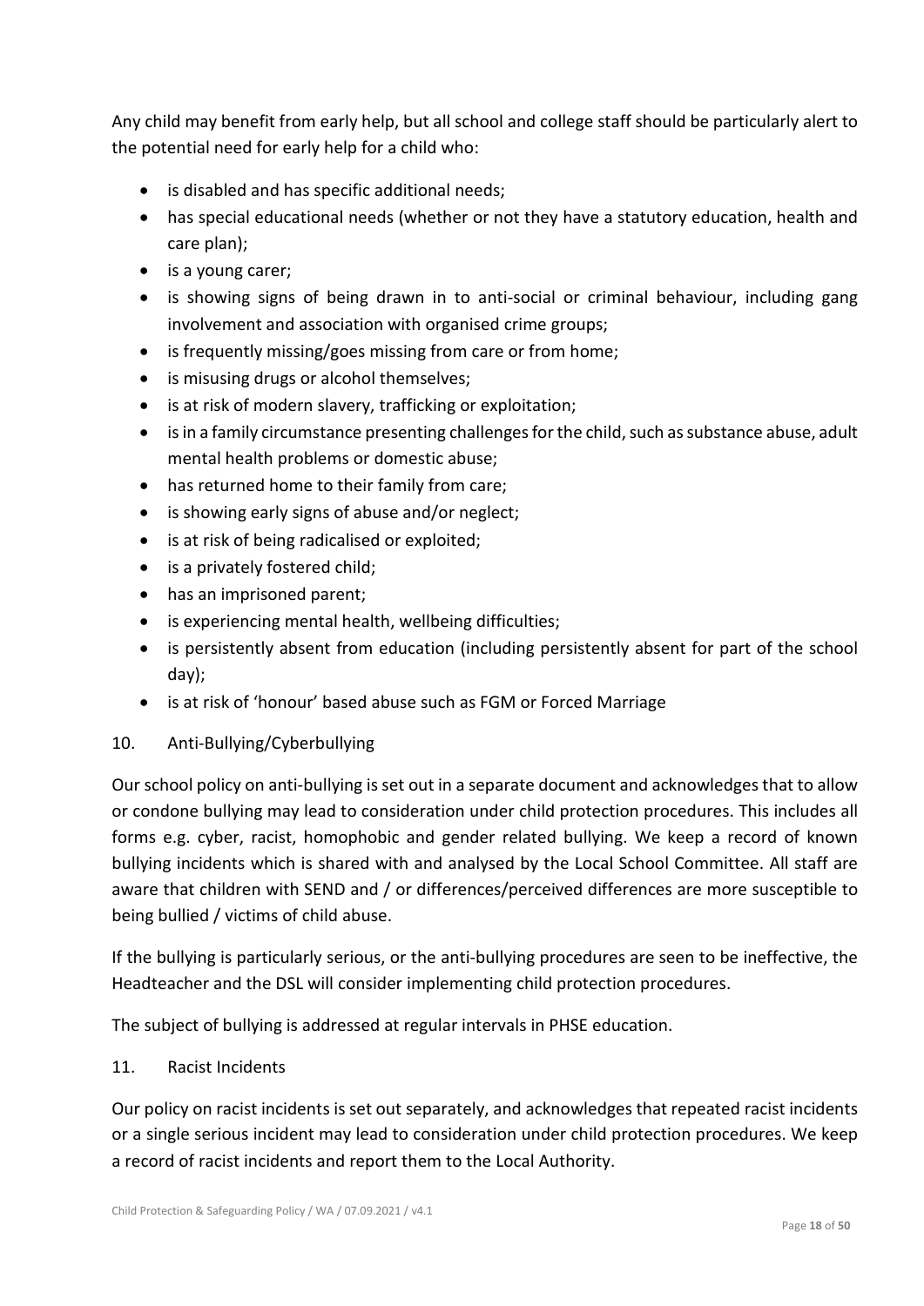Any child may benefit from early help, but all school and college staff should be particularly alert to the potential need for early help for a child who:

- is disabled and has specific additional needs;
- has special educational needs (whether or not they have a statutory education, health and care plan);
- is a young carer;
- is showing signs of being drawn in to anti-social or criminal behaviour, including gang involvement and association with organised crime groups;
- is frequently missing/goes missing from care or from home;
- is misusing drugs or alcohol themselves;
- is at risk of modern slavery, trafficking or exploitation;
- is in a family circumstance presenting challenges for the child, such as substance abuse, adult mental health problems or domestic abuse;
- has returned home to their family from care;
- is showing early signs of abuse and/or neglect;
- is at risk of being radicalised or exploited;
- is a privately fostered child;
- has an imprisoned parent;
- is experiencing mental health, wellbeing difficulties;
- is persistently absent from education (including persistently absent for part of the school day);
- is at risk of 'honour' based abuse such as FGM or Forced Marriage

## 10. Anti-Bullying/Cyberbullying

Our school policy on anti-bullying is set out in a separate document and acknowledges that to allow or condone bullying may lead to consideration under child protection procedures. This includes all forms e.g. cyber, racist, homophobic and gender related bullying. We keep a record of known bullying incidents which is shared with and analysed by the Local School Committee. All staff are aware that children with SEND and / or differences/perceived differences are more susceptible to being bullied / victims of child abuse.

If the bullying is particularly serious, or the anti-bullying procedures are seen to be ineffective, the Headteacher and the DSL will consider implementing child protection procedures.

The subject of bullying is addressed at regular intervals in PHSE education.

## 11. Racist Incidents

Our policy on racist incidents is set out separately, and acknowledges that repeated racist incidents or a single serious incident may lead to consideration under child protection procedures. We keep a record of racist incidents and report them to the Local Authority.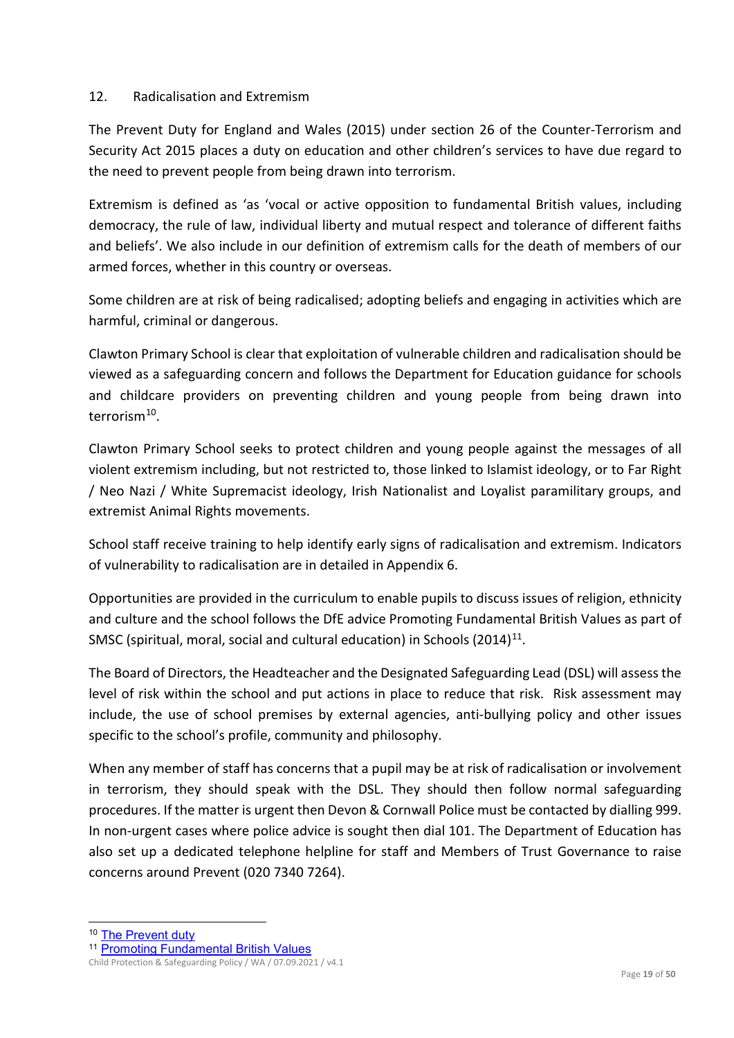## 12. Radicalisation and Extremism

The Prevent Duty for England and Wales (2015) under section 26 of the Counter-Terrorism and Security Act 2015 places a duty on education and other children's services to have due regard to the need to prevent people from being drawn into terrorism.

Extremism is defined as 'as 'vocal or active opposition to fundamental British values, including democracy, the rule of law, individual liberty and mutual respect and tolerance of different faiths and beliefs'. We also include in our definition of extremism calls for the death of members of our armed forces, whether in this country or overseas.

Some children are at risk of being radicalised; adopting beliefs and engaging in activities which are harmful, criminal or dangerous.

Clawton Primary School is clear that exploitation of vulnerable children and radicalisation should be viewed as a safeguarding concern and follows the Department for Education guidance for schools and childcare providers on preventing children and young people from being drawn into terrorism[10].

Clawton Primary School seeks to protect children and young people against the messages of all violent extremism including, but not restricted to, those linked to Islamist ideology, or to Far Right / Neo Nazi / White Supremacist ideology, Irish Nationalist and Loyalist paramilitary groups, and extremist Animal Rights movements.

School staff receive training to help identify early signs of radicalisation and extremism. Indicators of vulnerability to radicalisation are in detailed in Appendix 6.

Opportunities are provided in the curriculum to enable pupils to discuss issues of religion, ethnicity and culture and the school follows the DfE advice Promoting Fundamental British Values as part of SMSC (spiritual, moral, social and cultural education) in Schools (2014)[11].

The Board of Directors, the Headteacher and the Designated Safeguarding Lead (DSL) will assess the level of risk within the school and put actions in place to reduce that risk. Risk assessment may include, the use of school premises by external agencies, anti-bullying policy and other issues specific to the school's profile, community and philosophy.

When any member of staff has concerns that a pupil may be at risk of radicalisation or involvement in terrorism, they should speak with the DSL. They should then follow normal safeguarding procedures. If the matter is urgent then Devon & Cornwall Police must be contacted by dialling 999. In non-urgent cases where police advice is sought then dial 101. The Department of Education has also set up a dedicated telephone helpline for staff and Members of Trust Governance to raise concerns around Prevent (020 7340 7264).

---

[10] The Prevent duty

[11] Promoting Fundamental British Values

Child Protection & Safeguarding Policy / WA / 07.09.2021 / v4.1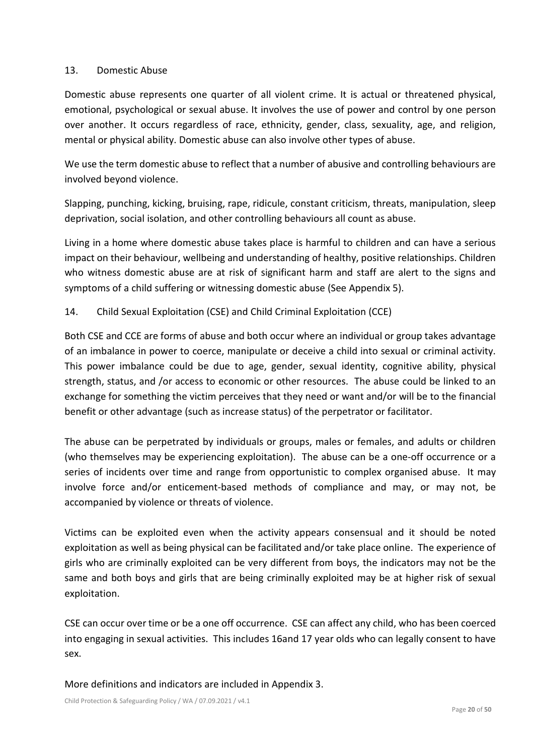## 13. Domestic Abuse

Domestic abuse represents one quarter of all violent crime. It is actual or threatened physical, emotional, psychological or sexual abuse. It involves the use of power and control by one person over another. It occurs regardless of race, ethnicity, gender, class, sexuality, age, and religion, mental or physical ability. Domestic abuse can also involve other types of abuse.

We use the term domestic abuse to reflect that a number of abusive and controlling behaviours are involved beyond violence.

Slapping, punching, kicking, bruising, rape, ridicule, constant criticism, threats, manipulation, sleep deprivation, social isolation, and other controlling behaviours all count as abuse.

Living in a home where domestic abuse takes place is harmful to children and can have a serious impact on their behaviour, wellbeing and understanding of healthy, positive relationships. Children who witness domestic abuse are at risk of significant harm and staff are alert to the signs and symptoms of a child suffering or witnessing domestic abuse (See Appendix 5).

## 14. Child Sexual Exploitation (CSE) and Child Criminal Exploitation (CCE)

Both CSE and CCE are forms of abuse and both occur where an individual or group takes advantage of an imbalance in power to coerce, manipulate or deceive a child into sexual or criminal activity. This power imbalance could be due to age, gender, sexual identity, cognitive ability, physical strength, status, and /or access to economic or other resources. The abuse could be linked to an exchange for something the victim perceives that they need or want and/or will be to the financial benefit or other advantage (such as increase status) of the perpetrator or facilitator.

The abuse can be perpetrated by individuals or groups, males or females, and adults or children (who themselves may be experiencing exploitation). The abuse can be a one-off occurrence or a series of incidents over time and range from opportunistic to complex organised abuse. It may involve force and/or enticement-based methods of compliance and may, or may not, be accompanied by violence or threats of violence.

Victims can be exploited even when the activity appears consensual and it should be noted exploitation as well as being physical can be facilitated and/or take place online. The experience of girls who are criminally exploited can be very different from boys, the indicators may not be the same and both boys and girls that are being criminally exploited may be at higher risk of sexual exploitation.

CSE can occur over time or be a one off occurrence. CSE can affect any child, who has been coerced into engaging in sexual activities. This includes 16and 17 year olds who can legally consent to have sex.

More definitions and indicators are included in Appendix 3.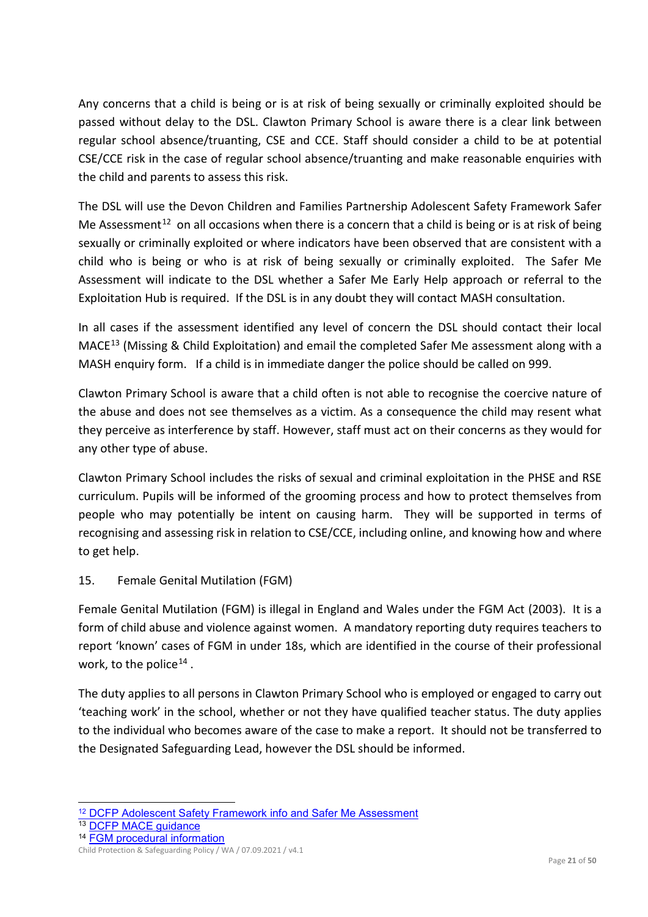Any concerns that a child is being or is at risk of being sexually or criminally exploited should be passed without delay to the DSL. Clawton Primary School is aware there is a clear link between regular school absence/truanting, CSE and CCE. Staff should consider a child to be at potential CSE/CCE risk in the case of regular school absence/truanting and make reasonable enquiries with the child and parents to assess this risk.

The DSL will use the Devon Children and Families Partnership Adolescent Safety Framework Safer Me Assessment[12] on all occasions when there is a concern that a child is being or is at risk of being sexually or criminally exploited or where indicators have been observed that are consistent with a child who is being or who is at risk of being sexually or criminally exploited. The Safer Me Assessment will indicate to the DSL whether a Safer Me Early Help approach or referral to the Exploitation Hub is required. If the DSL is in any doubt they will contact MASH consultation.

In all cases if the assessment identified any level of concern the DSL should contact their local MACE[13] (Missing & Child Exploitation) and email the completed Safer Me assessment along with a MASH enquiry form. If a child is in immediate danger the police should be called on 999.

Clawton Primary School is aware that a child often is not able to recognise the coercive nature of the abuse and does not see themselves as a victim. As a consequence the child may resent what they perceive as interference by staff. However, staff must act on their concerns as they would for any other type of abuse.

Clawton Primary School includes the risks of sexual and criminal exploitation in the PHSE and RSE curriculum. Pupils will be informed of the grooming process and how to protect themselves from people who may potentially be intent on causing harm. They will be supported in terms of recognising and assessing risk in relation to CSE/CCE, including online, and knowing how and where to get help.

## 15. Female Genital Mutilation (FGM)

Female Genital Mutilation (FGM) is illegal in England and Wales under the FGM Act (2003). It is a form of child abuse and violence against women. A mandatory reporting duty requires teachers to report 'known' cases of FGM in under 18s, which are identified in the course of their professional work, to the police[14].

The duty applies to all persons in Clawton Primary School who is employed or engaged to carry out 'teaching work' in the school, whether or not they have qualified teacher status. The duty applies to the individual who becomes aware of the case to make a report. It should not be transferred to the Designated Safeguarding Lead, however the DSL should be informed.

---

[12] DCFP Adolescent Safety Framework info and Safer Me Assessment

[13] DCFP MACE guidance

[14] FGM procedural information

Child Protection & Safeguarding Policy / WA / 07.09.2021 / v4.1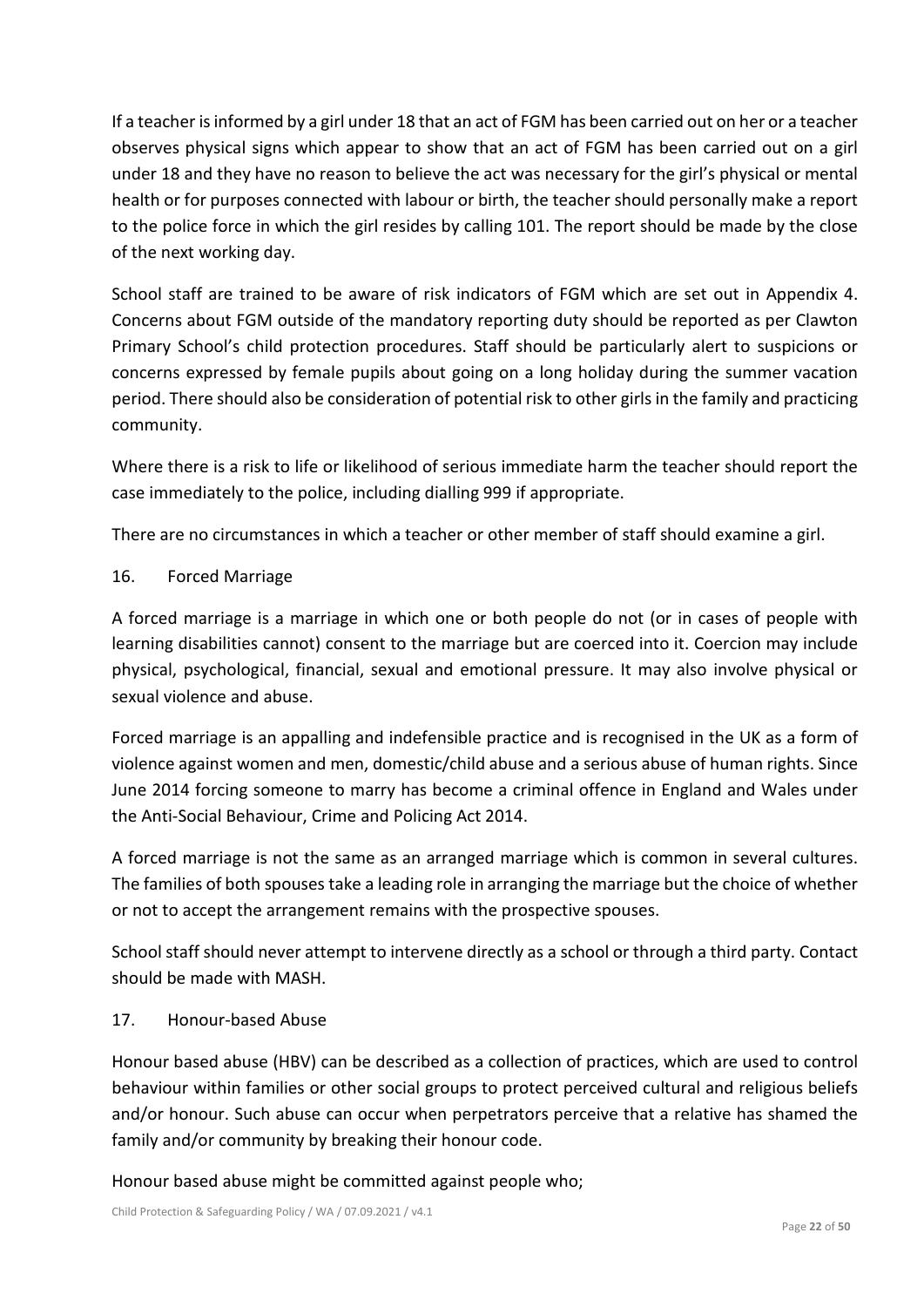If a teacher is informed by a girl under 18 that an act of FGM has been carried out on her or a teacher observes physical signs which appear to show that an act of FGM has been carried out on a girl under 18 and they have no reason to believe the act was necessary for the girl's physical or mental health or for purposes connected with labour or birth, the teacher should personally make a report to the police force in which the girl resides by calling 101. The report should be made by the close of the next working day.

School staff are trained to be aware of risk indicators of FGM which are set out in Appendix 4. Concerns about FGM outside of the mandatory reporting duty should be reported as per Clawton Primary School's child protection procedures. Staff should be particularly alert to suspicions or concerns expressed by female pupils about going on a long holiday during the summer vacation period. There should also be consideration of potential risk to other girls in the family and practicing community.

Where there is a risk to life or likelihood of serious immediate harm the teacher should report the case immediately to the police, including dialling 999 if appropriate.

There are no circumstances in which a teacher or other member of staff should examine a girl.

## 16. Forced Marriage

A forced marriage is a marriage in which one or both people do not (or in cases of people with learning disabilities cannot) consent to the marriage but are coerced into it. Coercion may include physical, psychological, financial, sexual and emotional pressure. It may also involve physical or sexual violence and abuse.

Forced marriage is an appalling and indefensible practice and is recognised in the UK as a form of violence against women and men, domestic/child abuse and a serious abuse of human rights. Since June 2014 forcing someone to marry has become a criminal offence in England and Wales under the Anti-Social Behaviour, Crime and Policing Act 2014.

A forced marriage is not the same as an arranged marriage which is common in several cultures. The families of both spouses take a leading role in arranging the marriage but the choice of whether or not to accept the arrangement remains with the prospective spouses.

School staff should never attempt to intervene directly as a school or through a third party. Contact should be made with MASH.

## 17. Honour-based Abuse

Honour based abuse (HBV) can be described as a collection of practices, which are used to control behaviour within families or other social groups to protect perceived cultural and religious beliefs and/or honour. Such abuse can occur when perpetrators perceive that a relative has shamed the family and/or community by breaking their honour code.

Honour based abuse might be committed against people who;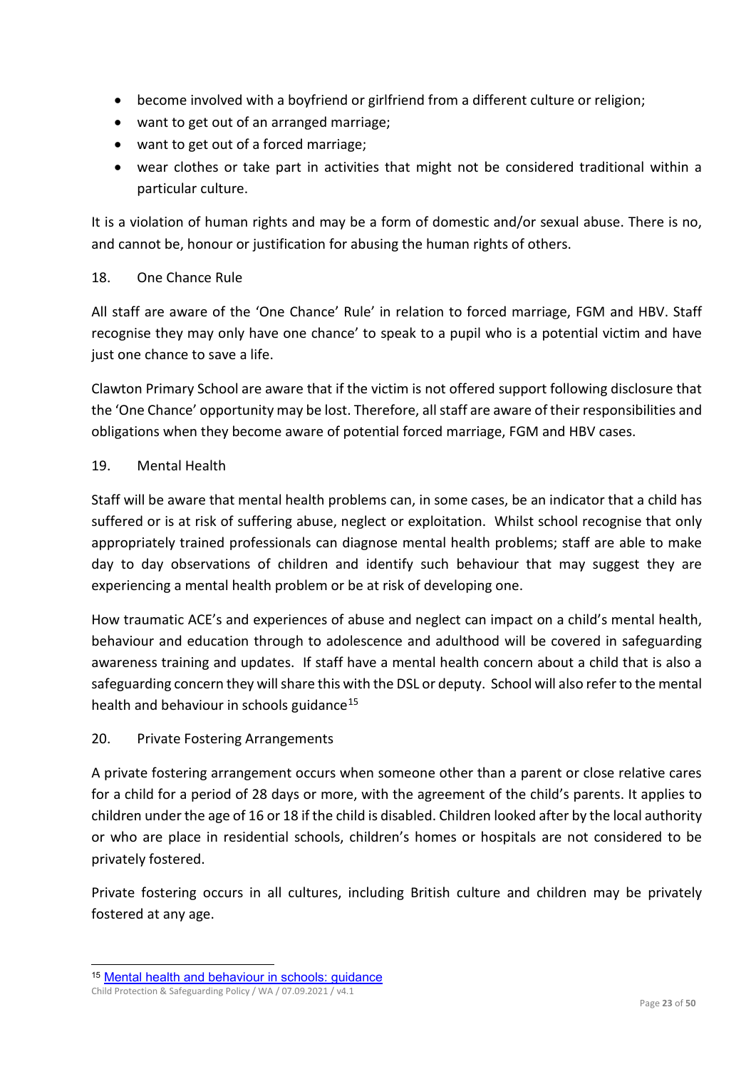- become involved with a boyfriend or girlfriend from a different culture or religion;
- want to get out of an arranged marriage;
- want to get out of a forced marriage;
- wear clothes or take part in activities that might not be considered traditional within a particular culture.

It is a violation of human rights and may be a form of domestic and/or sexual abuse. There is no, and cannot be, honour or justification for abusing the human rights of others.

## 18. One Chance Rule

All staff are aware of the 'One Chance' Rule' in relation to forced marriage, FGM and HBV. Staff recognise they may only have one chance' to speak to a pupil who is a potential victim and have just one chance to save a life.

Clawton Primary School are aware that if the victim is not offered support following disclosure that the 'One Chance' opportunity may be lost. Therefore, all staff are aware of their responsibilities and obligations when they become aware of potential forced marriage, FGM and HBV cases.

## 19. Mental Health

Staff will be aware that mental health problems can, in some cases, be an indicator that a child has suffered or is at risk of suffering abuse, neglect or exploitation. Whilst school recognise that only appropriately trained professionals can diagnose mental health problems; staff are able to make day to day observations of children and identify such behaviour that may suggest they are experiencing a mental health problem or be at risk of developing one.

How traumatic ACE's and experiences of abuse and neglect can impact on a child's mental health, behaviour and education through to adolescence and adulthood will be covered in safeguarding awareness training and updates. If staff have a mental health concern about a child that is also a safeguarding concern they will share this with the DSL or deputy. School will also refer to the mental health and behaviour in schools guidance[15]

## 20. Private Fostering Arrangements

A private fostering arrangement occurs when someone other than a parent or close relative cares for a child for a period of 28 days or more, with the agreement of the child's parents. It applies to children under the age of 16 or 18 if the child is disabled. Children looked after by the local authority or who are place in residential schools, children's homes or hospitals are not considered to be privately fostered.

Private fostering occurs in all cultures, including British culture and children may be privately fostered at any age.

---

[15] Mental health and behaviour in schools: guidance

Child Protection & Safeguarding Policy / WA / 07.09.2021 / v4.1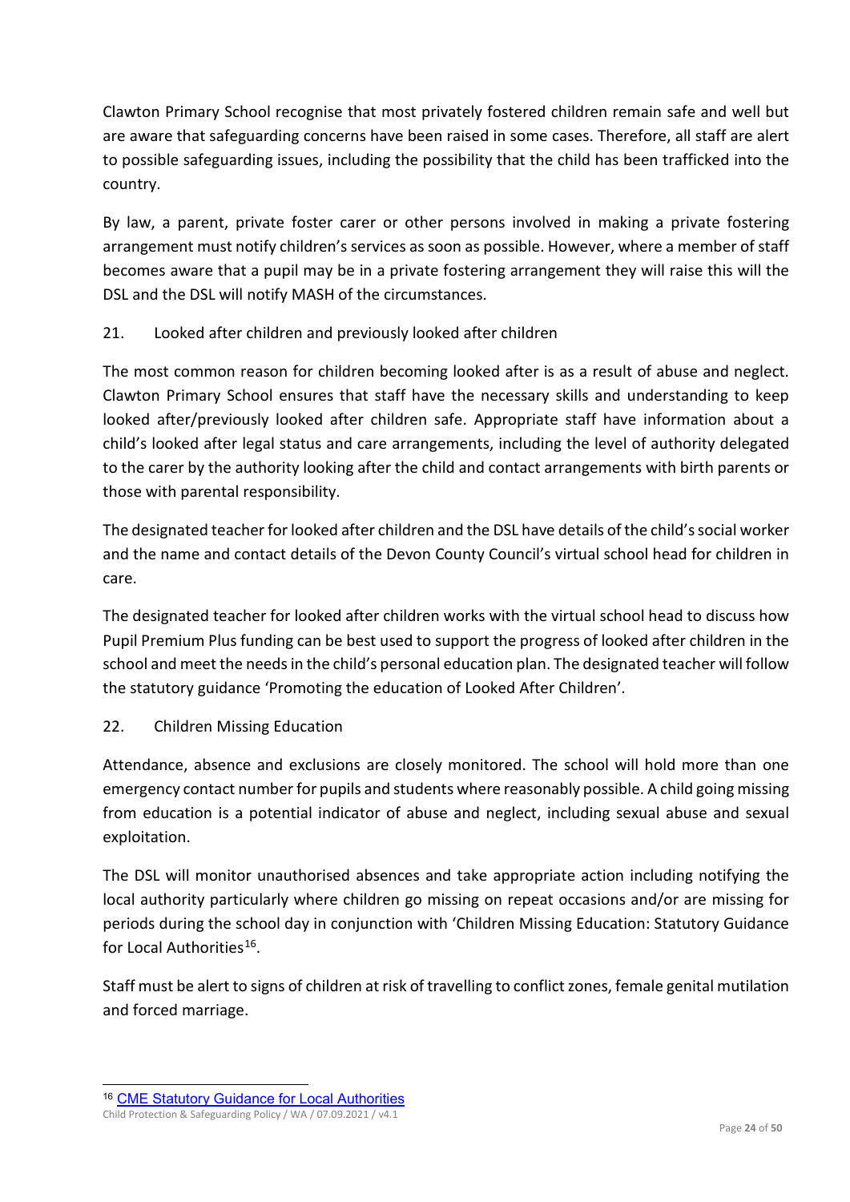Clawton Primary School recognise that most privately fostered children remain safe and well but are aware that safeguarding concerns have been raised in some cases. Therefore, all staff are alert to possible safeguarding issues, including the possibility that the child has been trafficked into the country.

By law, a parent, private foster carer or other persons involved in making a private fostering arrangement must notify children's services as soon as possible. However, where a member of staff becomes aware that a pupil may be in a private fostering arrangement they will raise this will the DSL and the DSL will notify MASH of the circumstances.

## 21. Looked after children and previously looked after children

The most common reason for children becoming looked after is as a result of abuse and neglect. Clawton Primary School ensures that staff have the necessary skills and understanding to keep looked after/previously looked after children safe. Appropriate staff have information about a child's looked after legal status and care arrangements, including the level of authority delegated to the carer by the authority looking after the child and contact arrangements with birth parents or those with parental responsibility.

The designated teacher for looked after children and the DSL have details of the child's social worker and the name and contact details of the Devon County Council's virtual school head for children in care.

The designated teacher for looked after children works with the virtual school head to discuss how Pupil Premium Plus funding can be best used to support the progress of looked after children in the school and meet the needs in the child's personal education plan. The designated teacher will follow the statutory guidance 'Promoting the education of Looked After Children'.

## 22. Children Missing Education

Attendance, absence and exclusions are closely monitored. The school will hold more than one emergency contact number for pupils and students where reasonably possible. A child going missing from education is a potential indicator of abuse and neglect, including sexual abuse and sexual exploitation.

The DSL will monitor unauthorised absences and take appropriate action including notifying the local authority particularly where children go missing on repeat occasions and/or are missing for periods during the school day in conjunction with 'Children Missing Education: Statutory Guidance for Local Authorities[16].

Staff must be alert to signs of children at risk of travelling to conflict zones, female genital mutilation and forced marriage.

[16] CME Statutory Guidance for Local Authorities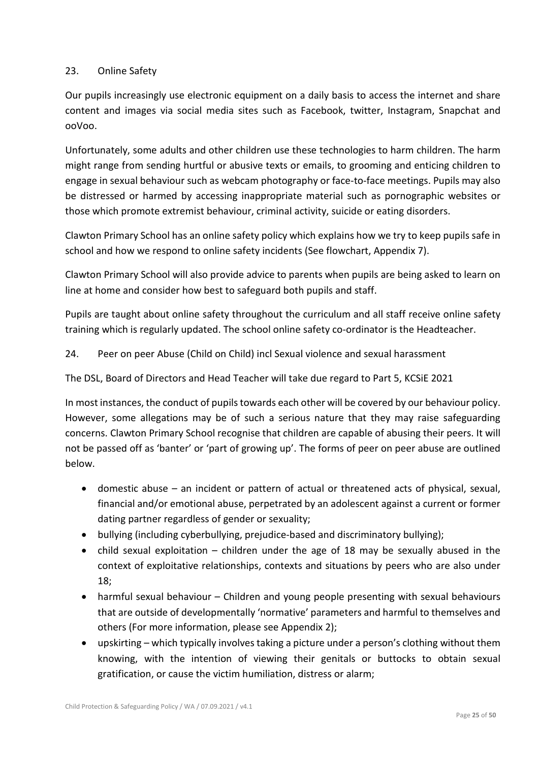## 23. Online Safety

Our pupils increasingly use electronic equipment on a daily basis to access the internet and share content and images via social media sites such as Facebook, twitter, Instagram, Snapchat and ooVoo.

Unfortunately, some adults and other children use these technologies to harm children. The harm might range from sending hurtful or abusive texts or emails, to grooming and enticing children to engage in sexual behaviour such as webcam photography or face-to-face meetings. Pupils may also be distressed or harmed by accessing inappropriate material such as pornographic websites or those which promote extremist behaviour, criminal activity, suicide or eating disorders.

Clawton Primary School has an online safety policy which explains how we try to keep pupils safe in school and how we respond to online safety incidents (See flowchart, Appendix 7).

Clawton Primary School will also provide advice to parents when pupils are being asked to learn on line at home and consider how best to safeguard both pupils and staff.

Pupils are taught about online safety throughout the curriculum and all staff receive online safety training which is regularly updated. The school online safety co-ordinator is the Headteacher.

## 24. Peer on peer Abuse (Child on Child) incl Sexual violence and sexual harassment

The DSL, Board of Directors and Head Teacher will take due regard to Part 5, KCSiE 2021

In most instances, the conduct of pupils towards each other will be covered by our behaviour policy. However, some allegations may be of such a serious nature that they may raise safeguarding concerns. Clawton Primary School recognise that children are capable of abusing their peers. It will not be passed off as 'banter' or 'part of growing up'. The forms of peer on peer abuse are outlined below.

- domestic abuse – an incident or pattern of actual or threatened acts of physical, sexual, financial and/or emotional abuse, perpetrated by an adolescent against a current or former dating partner regardless of gender or sexuality;
- bullying (including cyberbullying, prejudice-based and discriminatory bullying);
- child sexual exploitation – children under the age of 18 may be sexually abused in the context of exploitative relationships, contexts and situations by peers who are also under 18;
- harmful sexual behaviour – Children and young people presenting with sexual behaviours that are outside of developmentally 'normative' parameters and harmful to themselves and others (For more information, please see Appendix 2);
- upskirting – which typically involves taking a picture under a person's clothing without them knowing, with the intention of viewing their genitals or buttocks to obtain sexual gratification, or cause the victim humiliation, distress or alarm;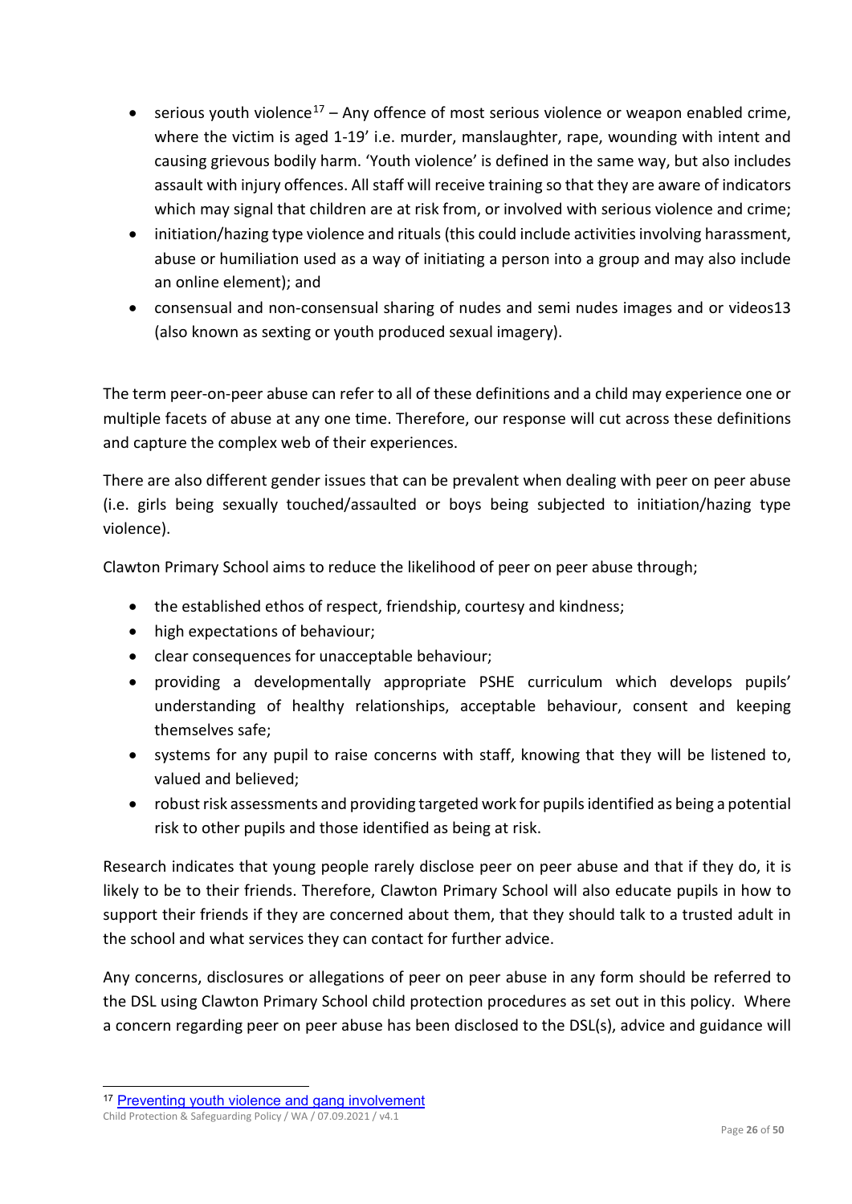- serious youth violence[17] – Any offence of most serious violence or weapon enabled crime, where the victim is aged 1-19' i.e. murder, manslaughter, rape, wounding with intent and causing grievous bodily harm. 'Youth violence' is defined in the same way, but also includes assault with injury offences. All staff will receive training so that they are aware of indicators which may signal that children are at risk from, or involved with serious violence and crime;
- initiation/hazing type violence and rituals (this could include activities involving harassment, abuse or humiliation used as a way of initiating a person into a group and may also include an online element); and
- consensual and non-consensual sharing of nudes and semi nudes images and or videos13 (also known as sexting or youth produced sexual imagery).

The term peer-on-peer abuse can refer to all of these definitions and a child may experience one or multiple facets of abuse at any one time. Therefore, our response will cut across these definitions and capture the complex web of their experiences.

There are also different gender issues that can be prevalent when dealing with peer on peer abuse (i.e. girls being sexually touched/assaulted or boys being subjected to initiation/hazing type violence).

Clawton Primary School aims to reduce the likelihood of peer on peer abuse through;

- the established ethos of respect, friendship, courtesy and kindness;
- high expectations of behaviour;
- clear consequences for unacceptable behaviour;
- providing a developmentally appropriate PSHE curriculum which develops pupils' understanding of healthy relationships, acceptable behaviour, consent and keeping themselves safe;
- systems for any pupil to raise concerns with staff, knowing that they will be listened to, valued and believed;
- robust risk assessments and providing targeted work for pupils identified as being a potential risk to other pupils and those identified as being at risk.

Research indicates that young people rarely disclose peer on peer abuse and that if they do, it is likely to be to their friends. Therefore, Clawton Primary School will also educate pupils in how to support their friends if they are concerned about them, that they should talk to a trusted adult in the school and what services they can contact for further advice.

Any concerns, disclosures or allegations of peer on peer abuse in any form should be referred to the DSL using Clawton Primary School child protection procedures as set out in this policy. Where a concern regarding peer on peer abuse has been disclosed to the DSL(s), advice and guidance will

---

[17] Preventing youth violence and gang involvement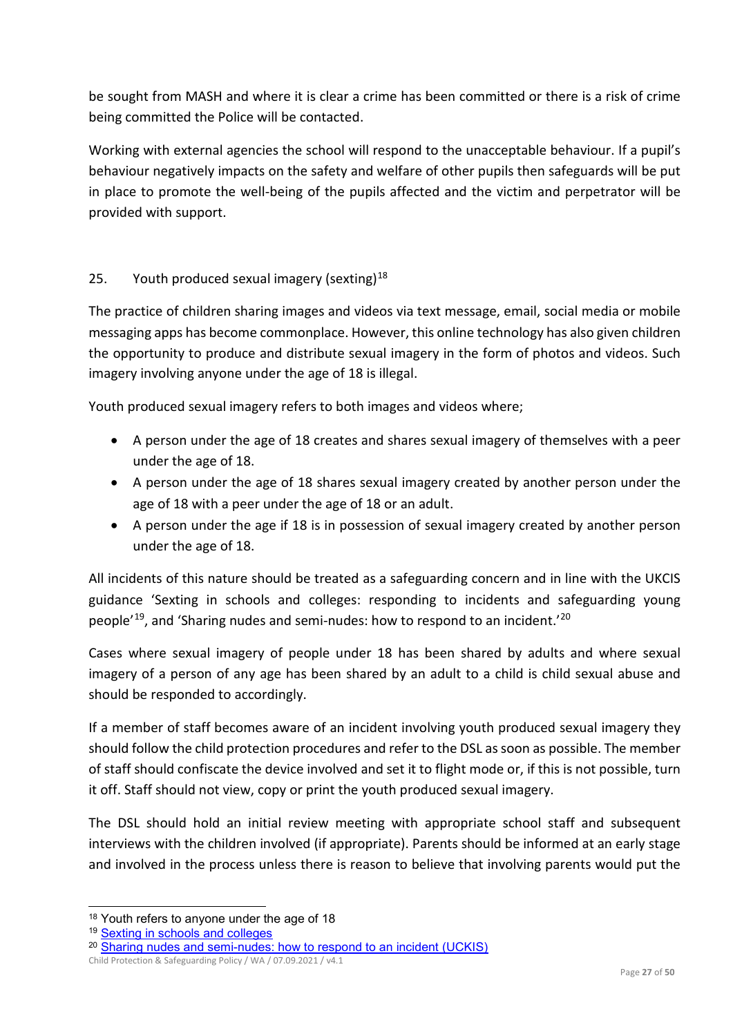be sought from MASH and where it is clear a crime has been committed or there is a risk of crime being committed the Police will be contacted.

Working with external agencies the school will respond to the unacceptable behaviour. If a pupil's behaviour negatively impacts on the safety and welfare of other pupils then safeguards will be put in place to promote the well-being of the pupils affected and the victim and perpetrator will be provided with support.

## 25. Youth produced sexual imagery (sexting)[18]

The practice of children sharing images and videos via text message, email, social media or mobile messaging apps has become commonplace. However, this online technology has also given children the opportunity to produce and distribute sexual imagery in the form of photos and videos. Such imagery involving anyone under the age of 18 is illegal.

Youth produced sexual imagery refers to both images and videos where;

- A person under the age of 18 creates and shares sexual imagery of themselves with a peer under the age of 18.
- A person under the age of 18 shares sexual imagery created by another person under the age of 18 with a peer under the age of 18 or an adult.
- A person under the age if 18 is in possession of sexual imagery created by another person under the age of 18.

All incidents of this nature should be treated as a safeguarding concern and in line with the UKCIS guidance 'Sexting in schools and colleges: responding to incidents and safeguarding young people'[19], and 'Sharing nudes and semi-nudes: how to respond to an incident.'[20]

Cases where sexual imagery of people under 18 has been shared by adults and where sexual imagery of a person of any age has been shared by an adult to a child is child sexual abuse and should be responded to accordingly.

If a member of staff becomes aware of an incident involving youth produced sexual imagery they should follow the child protection procedures and refer to the DSL as soon as possible. The member of staff should confiscate the device involved and set it to flight mode or, if this is not possible, turn it off. Staff should not view, copy or print the youth produced sexual imagery.

The DSL should hold an initial review meeting with appropriate school staff and subsequent interviews with the children involved (if appropriate). Parents should be informed at an early stage and involved in the process unless there is reason to believe that involving parents would put the

---

[18] Youth refers to anyone under the age of 18

[19] Sexting in schools and colleges

[20] Sharing nudes and semi-nudes: how to respond to an incident (UCKIS)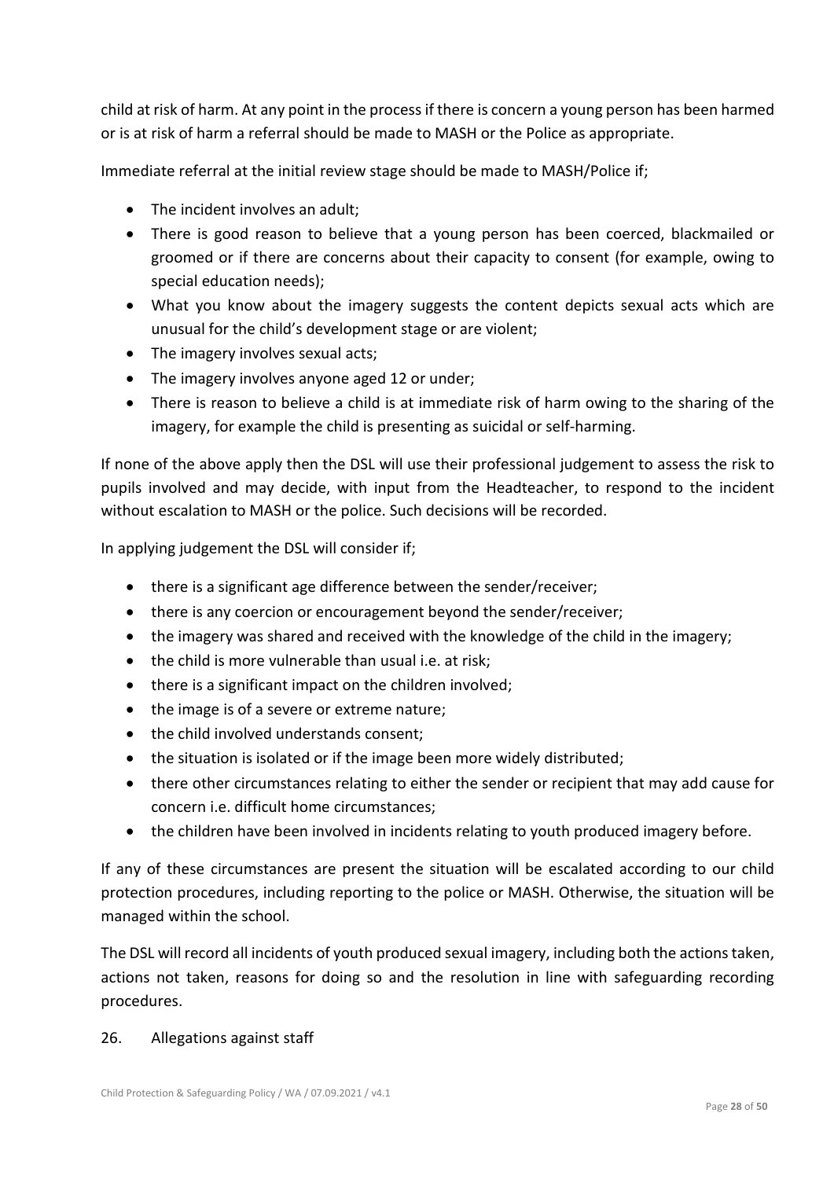child at risk of harm. At any point in the process if there is concern a young person has been harmed or is at risk of harm a referral should be made to MASH or the Police as appropriate.

Immediate referral at the initial review stage should be made to MASH/Police if;

- The incident involves an adult;
- There is good reason to believe that a young person has been coerced, blackmailed or groomed or if there are concerns about their capacity to consent (for example, owing to special education needs);
- What you know about the imagery suggests the content depicts sexual acts which are unusual for the child's development stage or are violent;
- The imagery involves sexual acts;
- The imagery involves anyone aged 12 or under;
- There is reason to believe a child is at immediate risk of harm owing to the sharing of the imagery, for example the child is presenting as suicidal or self-harming.

If none of the above apply then the DSL will use their professional judgement to assess the risk to pupils involved and may decide, with input from the Headteacher, to respond to the incident without escalation to MASH or the police. Such decisions will be recorded.

In applying judgement the DSL will consider if;

- there is a significant age difference between the sender/receiver;
- there is any coercion or encouragement beyond the sender/receiver;
- the imagery was shared and received with the knowledge of the child in the imagery;
- the child is more vulnerable than usual i.e. at risk;
- there is a significant impact on the children involved;
- the image is of a severe or extreme nature;
- the child involved understands consent;
- the situation is isolated or if the image been more widely distributed;
- there other circumstances relating to either the sender or recipient that may add cause for concern i.e. difficult home circumstances;
- the children have been involved in incidents relating to youth produced imagery before.

If any of these circumstances are present the situation will be escalated according to our child protection procedures, including reporting to the police or MASH. Otherwise, the situation will be managed within the school.

The DSL will record all incidents of youth produced sexual imagery, including both the actions taken, actions not taken, reasons for doing so and the resolution in line with safeguarding recording procedures.

## 26. Allegations against staff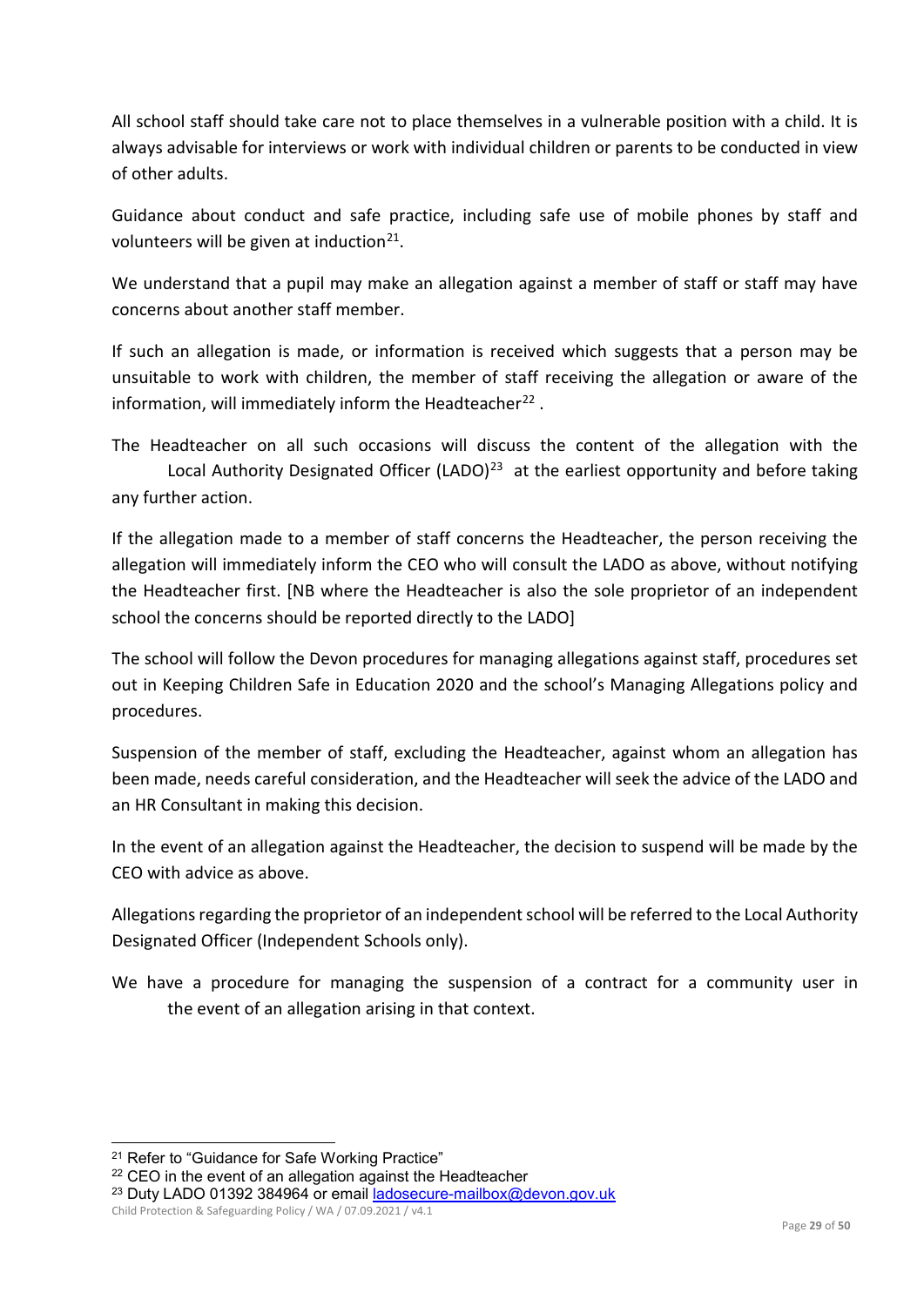All school staff should take care not to place themselves in a vulnerable position with a child. It is always advisable for interviews or work with individual children or parents to be conducted in view of other adults.

Guidance about conduct and safe practice, including safe use of mobile phones by staff and volunteers will be given at induction[21].

We understand that a pupil may make an allegation against a member of staff or staff may have concerns about another staff member.

If such an allegation is made, or information is received which suggests that a person may be unsuitable to work with children, the member of staff receiving the allegation or aware of the information, will immediately inform the Headteacher[22] .

The Headteacher on all such occasions will discuss the content of the allegation with the Local Authority Designated Officer (LADO)[23] at the earliest opportunity and before taking any further action.

If the allegation made to a member of staff concerns the Headteacher, the person receiving the allegation will immediately inform the CEO who will consult the LADO as above, without notifying the Headteacher first. [NB where the Headteacher is also the sole proprietor of an independent school the concerns should be reported directly to the LADO]

The school will follow the Devon procedures for managing allegations against staff, procedures set out in Keeping Children Safe in Education 2020 and the school's Managing Allegations policy and procedures.

Suspension of the member of staff, excluding the Headteacher, against whom an allegation has been made, needs careful consideration, and the Headteacher will seek the advice of the LADO and an HR Consultant in making this decision.

In the event of an allegation against the Headteacher, the decision to suspend will be made by the CEO with advice as above.

Allegations regarding the proprietor of an independent school will be referred to the Local Authority Designated Officer (Independent Schools only).

We have a procedure for managing the suspension of a contract for a community user in the event of an allegation arising in that context.

---

[21] Refer to "Guidance for Safe Working Practice"

[22] CEO in the event of an allegation against the Headteacher

[23] Duty LADO 01392 384964 or email ladosecure-mailbox@devon.gov.uk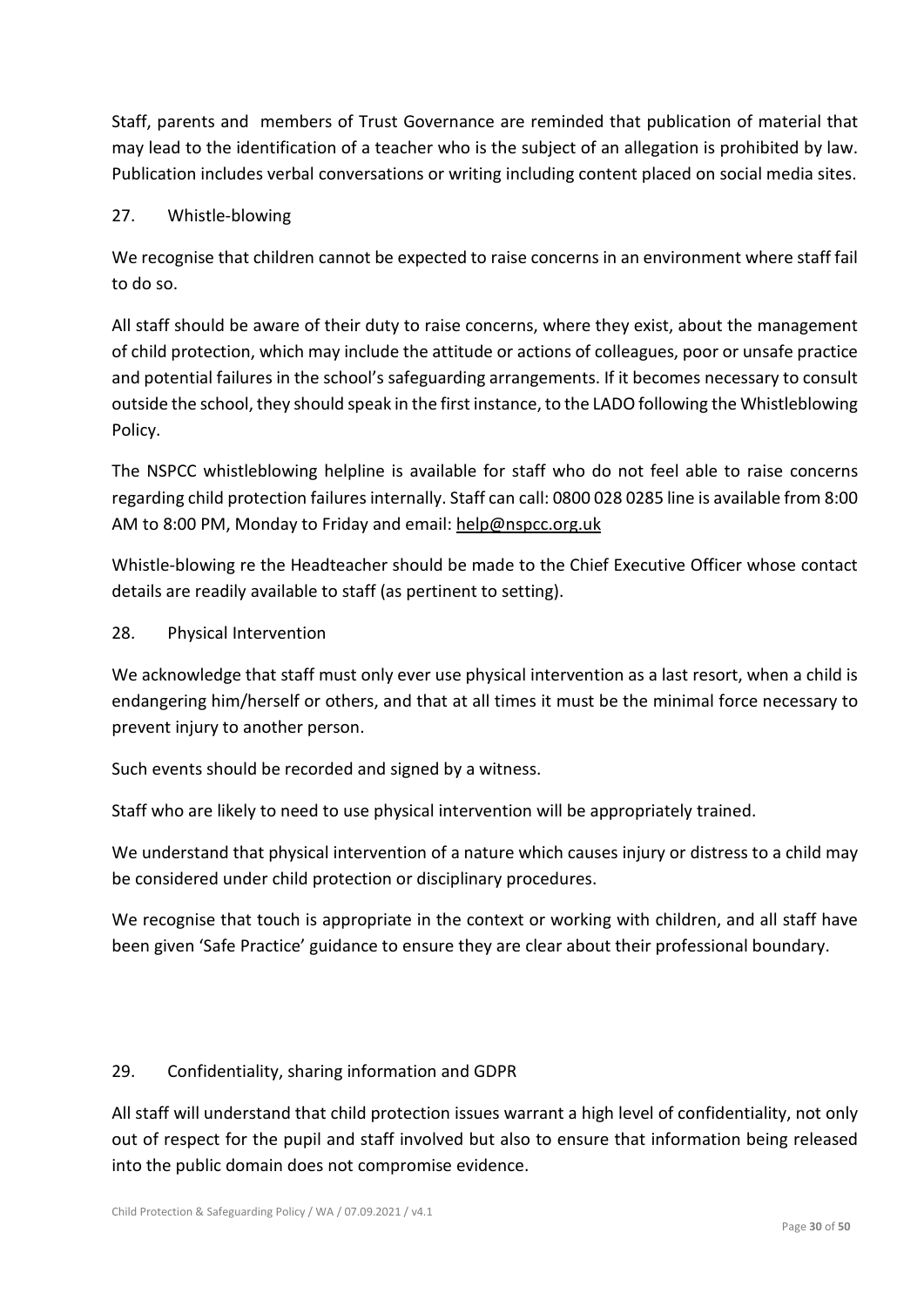Staff, parents and members of Trust Governance are reminded that publication of material that may lead to the identification of a teacher who is the subject of an allegation is prohibited by law. Publication includes verbal conversations or writing including content placed on social media sites.

## 27. Whistle-blowing

We recognise that children cannot be expected to raise concerns in an environment where staff fail to do so.

All staff should be aware of their duty to raise concerns, where they exist, about the management of child protection, which may include the attitude or actions of colleagues, poor or unsafe practice and potential failures in the school's safeguarding arrangements. If it becomes necessary to consult outside the school, they should speak in the first instance, to the LADO following the Whistleblowing Policy.

The NSPCC whistleblowing helpline is available for staff who do not feel able to raise concerns regarding child protection failures internally. Staff can call: 0800 028 0285 line is available from 8:00 AM to 8:00 PM, Monday to Friday and email: help@nspcc.org.uk

Whistle-blowing re the Headteacher should be made to the Chief Executive Officer whose contact details are readily available to staff (as pertinent to setting).

## 28. Physical Intervention

We acknowledge that staff must only ever use physical intervention as a last resort, when a child is endangering him/herself or others, and that at all times it must be the minimal force necessary to prevent injury to another person.

Such events should be recorded and signed by a witness.

Staff who are likely to need to use physical intervention will be appropriately trained.

We understand that physical intervention of a nature which causes injury or distress to a child may be considered under child protection or disciplinary procedures.

We recognise that touch is appropriate in the context or working with children, and all staff have been given 'Safe Practice' guidance to ensure they are clear about their professional boundary.

## 29. Confidentiality, sharing information and GDPR

All staff will understand that child protection issues warrant a high level of confidentiality, not only out of respect for the pupil and staff involved but also to ensure that information being released into the public domain does not compromise evidence.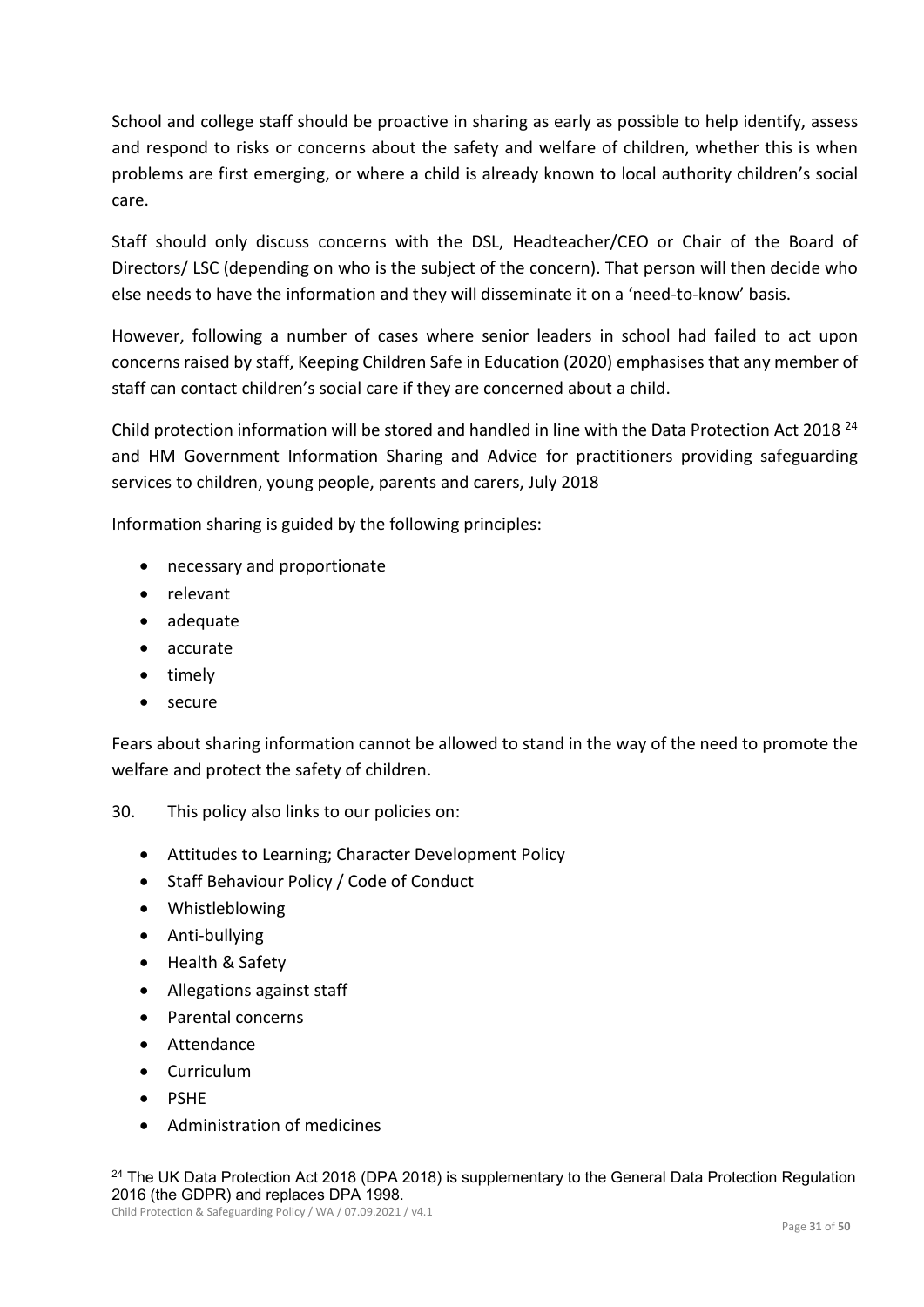School and college staff should be proactive in sharing as early as possible to help identify, assess and respond to risks or concerns about the safety and welfare of children, whether this is when problems are first emerging, or where a child is already known to local authority children's social care.

Staff should only discuss concerns with the DSL, Headteacher/CEO or Chair of the Board of Directors/ LSC (depending on who is the subject of the concern). That person will then decide who else needs to have the information and they will disseminate it on a 'need-to-know' basis.

However, following a number of cases where senior leaders in school had failed to act upon concerns raised by staff, Keeping Children Safe in Education (2020) emphasises that any member of staff can contact children's social care if they are concerned about a child.

Child protection information will be stored and handled in line with the Data Protection Act 2018 [24] and HM Government Information Sharing and Advice for practitioners providing safeguarding services to children, young people, parents and carers, July 2018

Information sharing is guided by the following principles:

- necessary and proportionate
- relevant
- adequate
- accurate
- timely
- secure

Fears about sharing information cannot be allowed to stand in the way of the need to promote the welfare and protect the safety of children.

30. This policy also links to our policies on:

- Attitudes to Learning; Character Development Policy
- Staff Behaviour Policy / Code of Conduct
- Whistleblowing
- Anti-bullying
- Health & Safety
- Allegations against staff
- Parental concerns
- Attendance
- Curriculum
- PSHE
- Administration of medicines

[24] The UK Data Protection Act 2018 (DPA 2018) is supplementary to the General Data Protection Regulation 2016 (the GDPR) and replaces DPA 1998.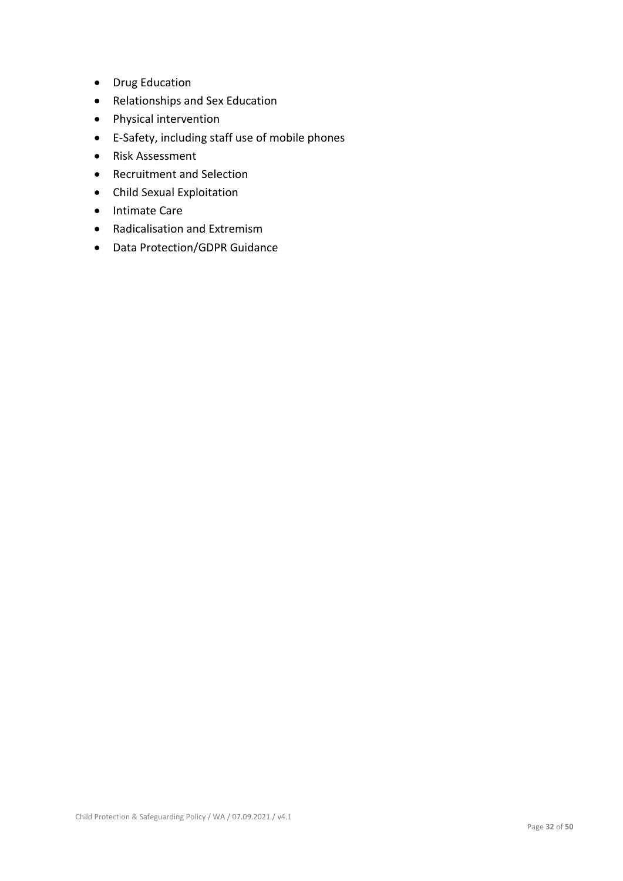- Drug Education
- Relationships and Sex Education
- Physical intervention
- E-Safety, including staff use of mobile phones
- Risk Assessment
- Recruitment and Selection
- Child Sexual Exploitation
- Intimate Care
- Radicalisation and Extremism
- Data Protection/GDPR Guidance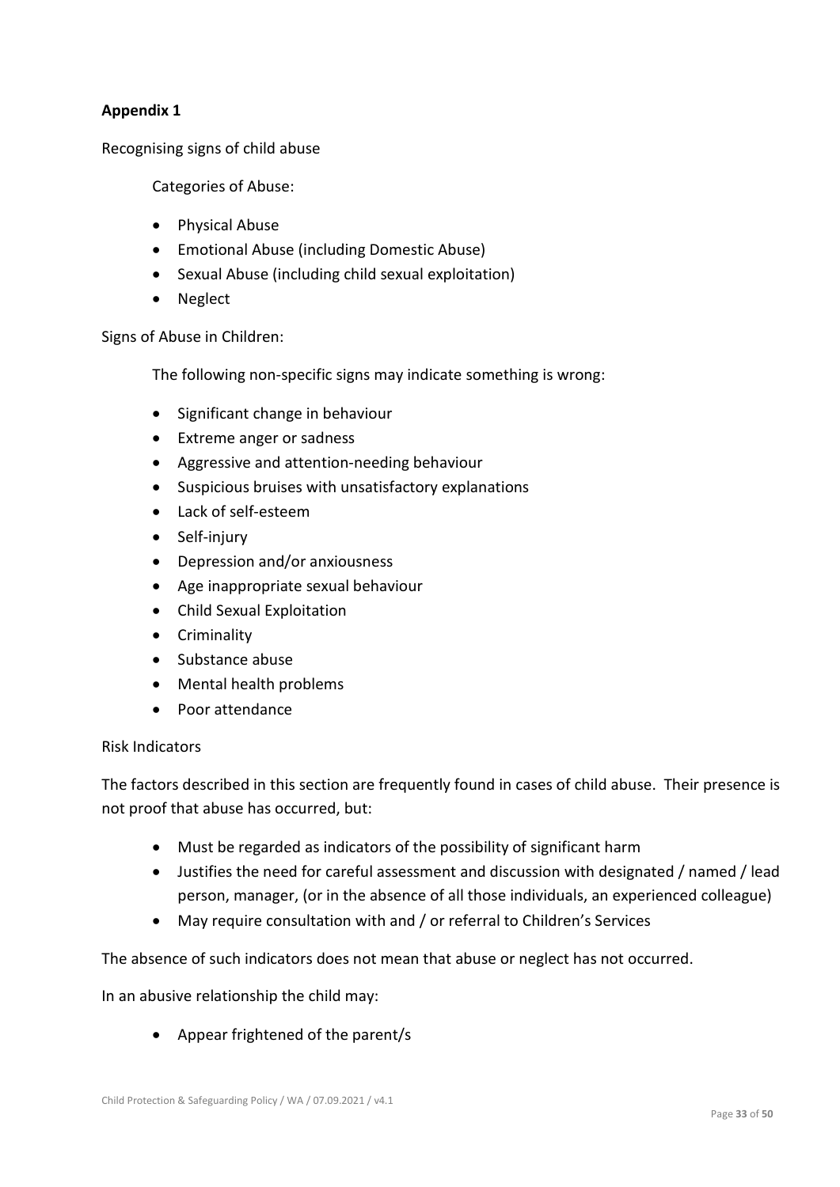**Appendix 1**

Recognising signs of child abuse

Categories of Abuse:

- Physical Abuse
- Emotional Abuse (including Domestic Abuse)
- Sexual Abuse (including child sexual exploitation)
- Neglect

Signs of Abuse in Children:

The following non-specific signs may indicate something is wrong:

- Significant change in behaviour
- Extreme anger or sadness
- Aggressive and attention-needing behaviour
- Suspicious bruises with unsatisfactory explanations
- Lack of self-esteem
- Self-injury
- Depression and/or anxiousness
- Age inappropriate sexual behaviour
- Child Sexual Exploitation
- Criminality
- Substance abuse
- Mental health problems
- Poor attendance

Risk Indicators

The factors described in this section are frequently found in cases of child abuse. Their presence is not proof that abuse has occurred, but:

- Must be regarded as indicators of the possibility of significant harm
- Justifies the need for careful assessment and discussion with designated / named / lead person, manager, (or in the absence of all those individuals, an experienced colleague)
- May require consultation with and / or referral to Children's Services

The absence of such indicators does not mean that abuse or neglect has not occurred.

In an abusive relationship the child may:

- Appear frightened of the parent/s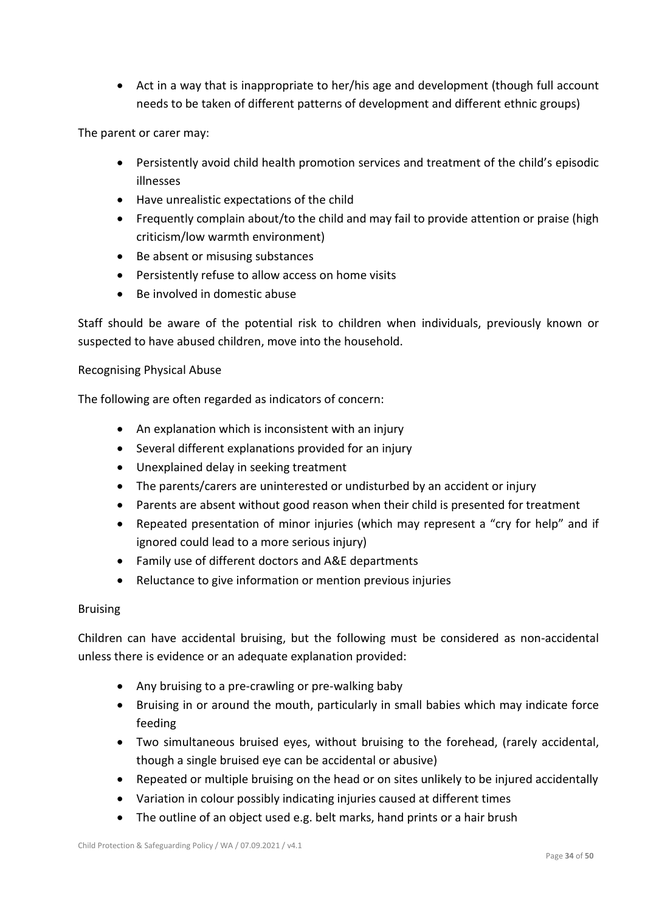- Act in a way that is inappropriate to her/his age and development (though full account needs to be taken of different patterns of development and different ethnic groups)

The parent or carer may:

- Persistently avoid child health promotion services and treatment of the child's episodic illnesses
- Have unrealistic expectations of the child
- Frequently complain about/to the child and may fail to provide attention or praise (high criticism/low warmth environment)
- Be absent or misusing substances
- Persistently refuse to allow access on home visits
- Be involved in domestic abuse

Staff should be aware of the potential risk to children when individuals, previously known or suspected to have abused children, move into the household.

Recognising Physical Abuse

The following are often regarded as indicators of concern:

- An explanation which is inconsistent with an injury
- Several different explanations provided for an injury
- Unexplained delay in seeking treatment
- The parents/carers are uninterested or undisturbed by an accident or injury
- Parents are absent without good reason when their child is presented for treatment
- Repeated presentation of minor injuries (which may represent a "cry for help" and if ignored could lead to a more serious injury)
- Family use of different doctors and A&E departments
- Reluctance to give information or mention previous injuries

Bruising

Children can have accidental bruising, but the following must be considered as non-accidental unless there is evidence or an adequate explanation provided:

- Any bruising to a pre-crawling or pre-walking baby
- Bruising in or around the mouth, particularly in small babies which may indicate force feeding
- Two simultaneous bruised eyes, without bruising to the forehead, (rarely accidental, though a single bruised eye can be accidental or abusive)
- Repeated or multiple bruising on the head or on sites unlikely to be injured accidentally
- Variation in colour possibly indicating injuries caused at different times
- The outline of an object used e.g. belt marks, hand prints or a hair brush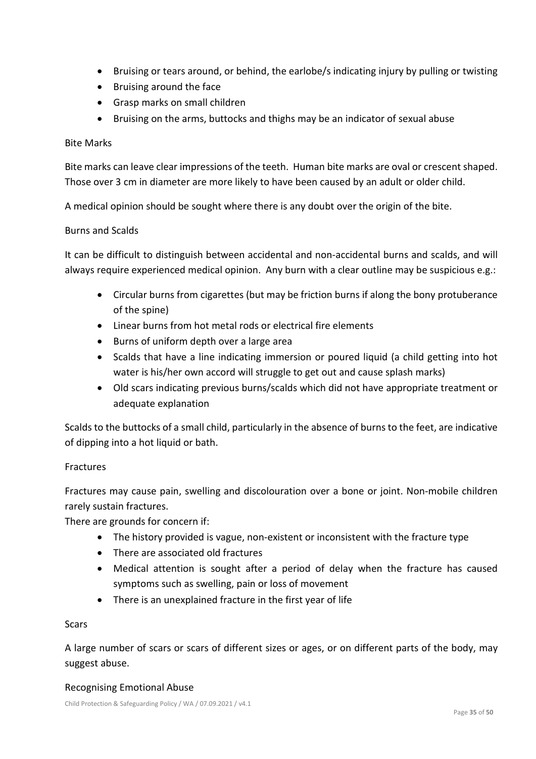- Bruising or tears around, or behind, the earlobe/s indicating injury by pulling or twisting
- Bruising around the face
- Grasp marks on small children
- Bruising on the arms, buttocks and thighs may be an indicator of sexual abuse

### Bite Marks

Bite marks can leave clear impressions of the teeth. Human bite marks are oval or crescent shaped. Those over 3 cm in diameter are more likely to have been caused by an adult or older child.

A medical opinion should be sought where there is any doubt over the origin of the bite.

### Burns and Scalds

It can be difficult to distinguish between accidental and non-accidental burns and scalds, and will always require experienced medical opinion. Any burn with a clear outline may be suspicious e.g.:

- Circular burns from cigarettes (but may be friction burns if along the bony protuberance of the spine)
- Linear burns from hot metal rods or electrical fire elements
- Burns of uniform depth over a large area
- Scalds that have a line indicating immersion or poured liquid (a child getting into hot water is his/her own accord will struggle to get out and cause splash marks)
- Old scars indicating previous burns/scalds which did not have appropriate treatment or adequate explanation

Scalds to the buttocks of a small child, particularly in the absence of burns to the feet, are indicative of dipping into a hot liquid or bath.

### Fractures

Fractures may cause pain, swelling and discolouration over a bone or joint. Non-mobile children rarely sustain fractures.

There are grounds for concern if:

- The history provided is vague, non-existent or inconsistent with the fracture type
- There are associated old fractures
- Medical attention is sought after a period of delay when the fracture has caused symptoms such as swelling, pain or loss of movement
- There is an unexplained fracture in the first year of life

### Scars

A large number of scars or scars of different sizes or ages, or on different parts of the body, may suggest abuse.

## Recognising Emotional Abuse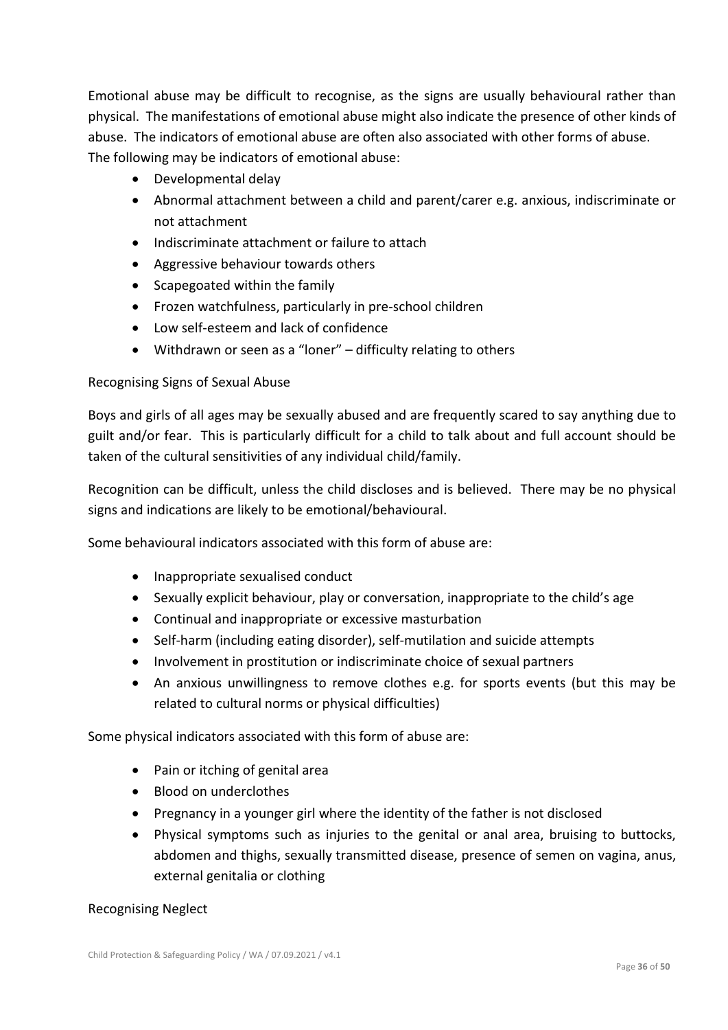Emotional abuse may be difficult to recognise, as the signs are usually behavioural rather than physical. The manifestations of emotional abuse might also indicate the presence of other kinds of abuse. The indicators of emotional abuse are often also associated with other forms of abuse.
The following may be indicators of emotional abuse:

- Developmental delay
- Abnormal attachment between a child and parent/carer e.g. anxious, indiscriminate or not attachment
- Indiscriminate attachment or failure to attach
- Aggressive behaviour towards others
- Scapegoated within the family
- Frozen watchfulness, particularly in pre-school children
- Low self-esteem and lack of confidence
- Withdrawn or seen as a "loner" – difficulty relating to others

Recognising Signs of Sexual Abuse

Boys and girls of all ages may be sexually abused and are frequently scared to say anything due to guilt and/or fear. This is particularly difficult for a child to talk about and full account should be taken of the cultural sensitivities of any individual child/family.

Recognition can be difficult, unless the child discloses and is believed. There may be no physical signs and indications are likely to be emotional/behavioural.

Some behavioural indicators associated with this form of abuse are:

- Inappropriate sexualised conduct
- Sexually explicit behaviour, play or conversation, inappropriate to the child's age
- Continual and inappropriate or excessive masturbation
- Self-harm (including eating disorder), self-mutilation and suicide attempts
- Involvement in prostitution or indiscriminate choice of sexual partners
- An anxious unwillingness to remove clothes e.g. for sports events (but this may be related to cultural norms or physical difficulties)

Some physical indicators associated with this form of abuse are:

- Pain or itching of genital area
- Blood on underclothes
- Pregnancy in a younger girl where the identity of the father is not disclosed
- Physical symptoms such as injuries to the genital or anal area, bruising to buttocks, abdomen and thighs, sexually transmitted disease, presence of semen on vagina, anus, external genitalia or clothing

Recognising Neglect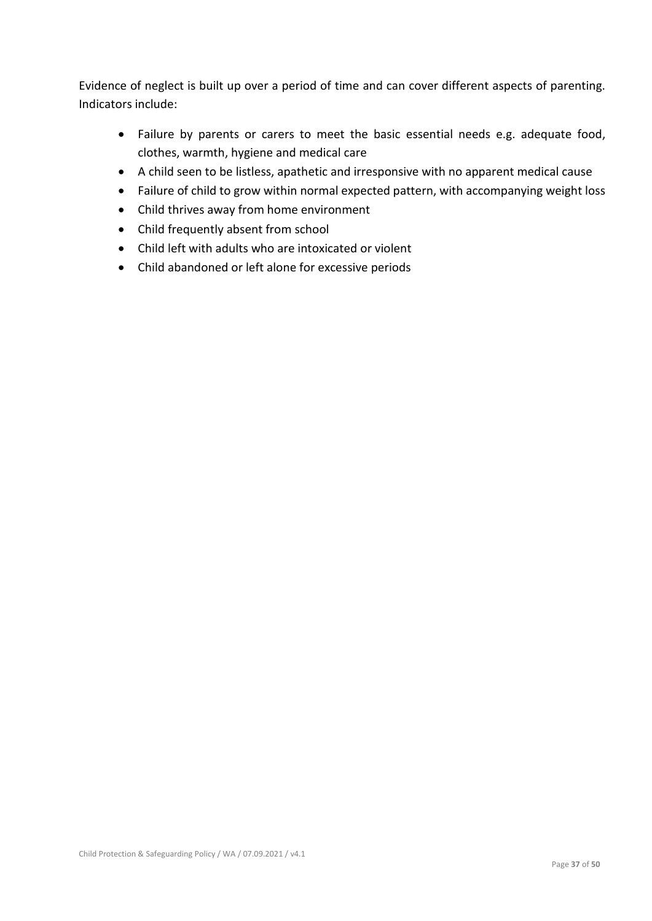Evidence of neglect is built up over a period of time and can cover different aspects of parenting. Indicators include:

- Failure by parents or carers to meet the basic essential needs e.g. adequate food, clothes, warmth, hygiene and medical care
- A child seen to be listless, apathetic and irresponsive with no apparent medical cause
- Failure of child to grow within normal expected pattern, with accompanying weight loss
- Child thrives away from home environment
- Child frequently absent from school
- Child left with adults who are intoxicated or violent
- Child abandoned or left alone for excessive periods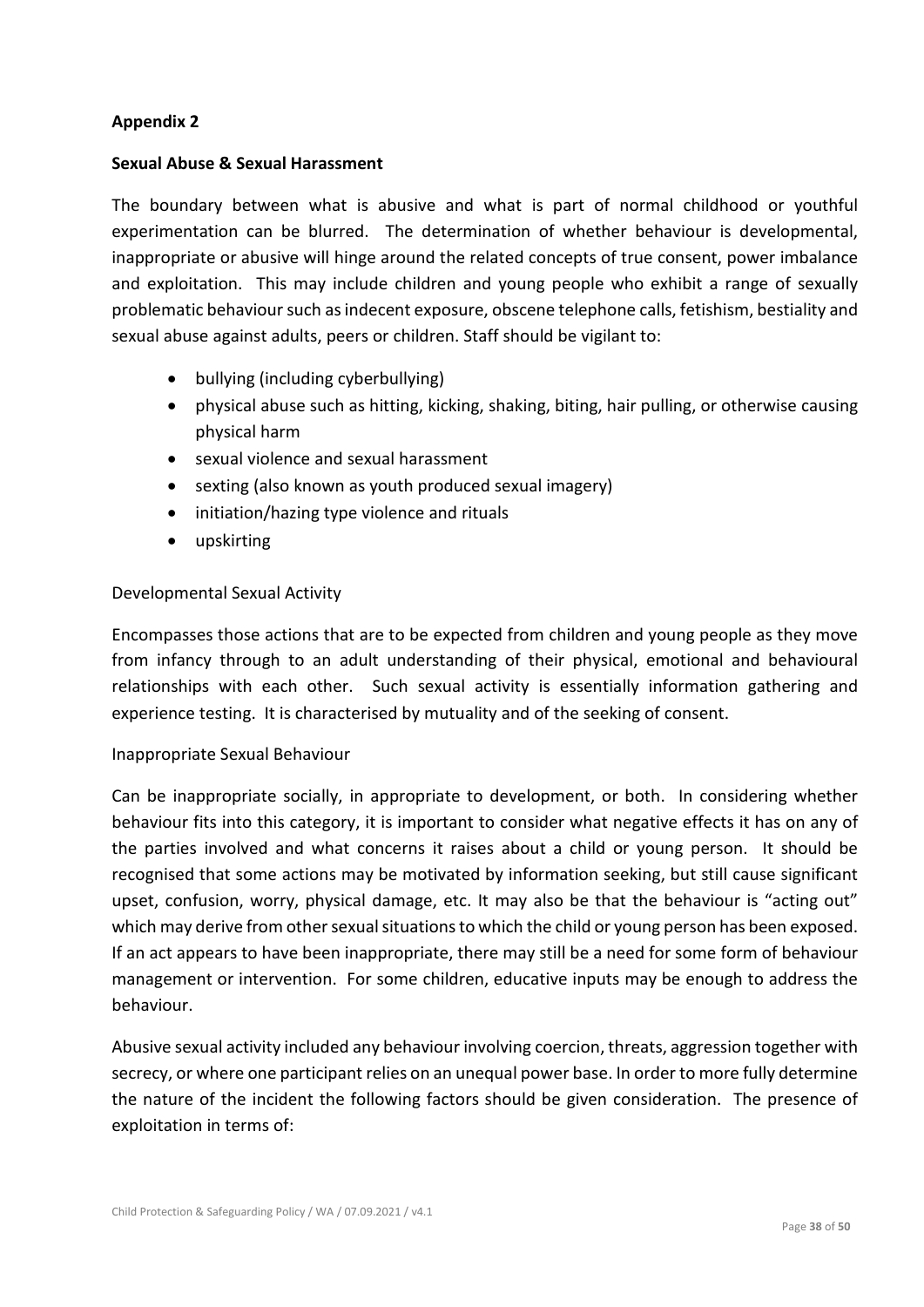**Appendix 2**

**Sexual Abuse & Sexual Harassment**

The boundary between what is abusive and what is part of normal childhood or youthful experimentation can be blurred. The determination of whether behaviour is developmental, inappropriate or abusive will hinge around the related concepts of true consent, power imbalance and exploitation. This may include children and young people who exhibit a range of sexually problematic behaviour such as indecent exposure, obscene telephone calls, fetishism, bestiality and sexual abuse against adults, peers or children. Staff should be vigilant to:

- bullying (including cyberbullying)
- physical abuse such as hitting, kicking, shaking, biting, hair pulling, or otherwise causing physical harm
- sexual violence and sexual harassment
- sexting (also known as youth produced sexual imagery)
- initiation/hazing type violence and rituals
- upskirting

Developmental Sexual Activity

Encompasses those actions that are to be expected from children and young people as they move from infancy through to an adult understanding of their physical, emotional and behavioural relationships with each other. Such sexual activity is essentially information gathering and experience testing. It is characterised by mutuality and of the seeking of consent.

Inappropriate Sexual Behaviour

Can be inappropriate socially, in appropriate to development, or both. In considering whether behaviour fits into this category, it is important to consider what negative effects it has on any of the parties involved and what concerns it raises about a child or young person. It should be recognised that some actions may be motivated by information seeking, but still cause significant upset, confusion, worry, physical damage, etc. It may also be that the behaviour is "acting out" which may derive from other sexual situations to which the child or young person has been exposed. If an act appears to have been inappropriate, there may still be a need for some form of behaviour management or intervention. For some children, educative inputs may be enough to address the behaviour.

Abusive sexual activity included any behaviour involving coercion, threats, aggression together with secrecy, or where one participant relies on an unequal power base. In order to more fully determine the nature of the incident the following factors should be given consideration. The presence of exploitation in terms of: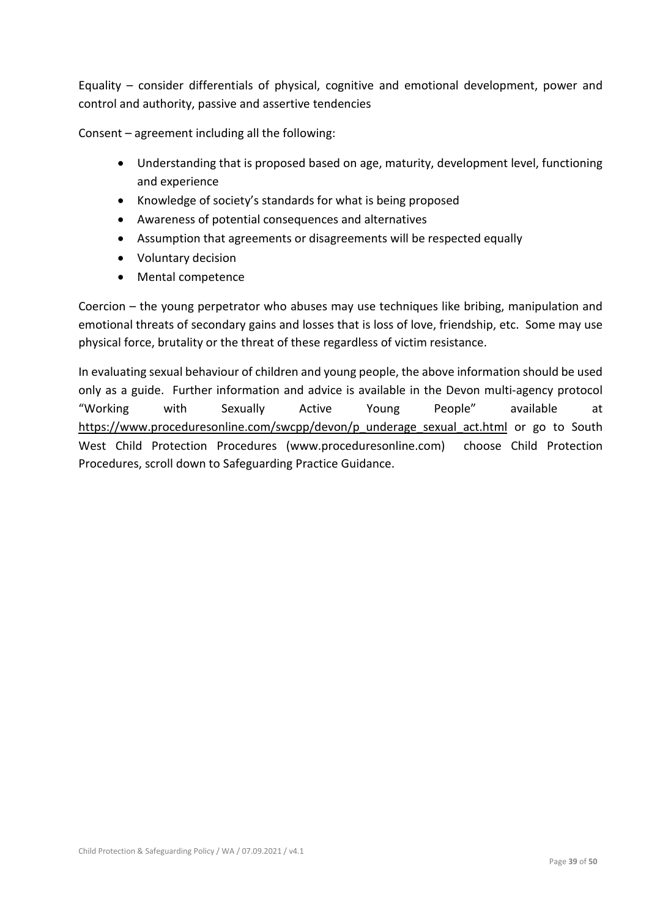Equality – consider differentials of physical, cognitive and emotional development, power and control and authority, passive and assertive tendencies

Consent – agreement including all the following:

- Understanding that is proposed based on age, maturity, development level, functioning and experience
- Knowledge of society's standards for what is being proposed
- Awareness of potential consequences and alternatives
- Assumption that agreements or disagreements will be respected equally
- Voluntary decision
- Mental competence

Coercion – the young perpetrator who abuses may use techniques like bribing, manipulation and emotional threats of secondary gains and losses that is loss of love, friendship, etc. Some may use physical force, brutality or the threat of these regardless of victim resistance.

In evaluating sexual behaviour of children and young people, the above information should be used only as a guide. Further information and advice is available in the Devon multi-agency protocol "Working with Sexually Active Young People" available at https://www.proceduresonline.com/swcpp/devon/p_underage_sexual_act.html or go to South West Child Protection Procedures (www.proceduresonline.com) choose Child Protection Procedures, scroll down to Safeguarding Practice Guidance.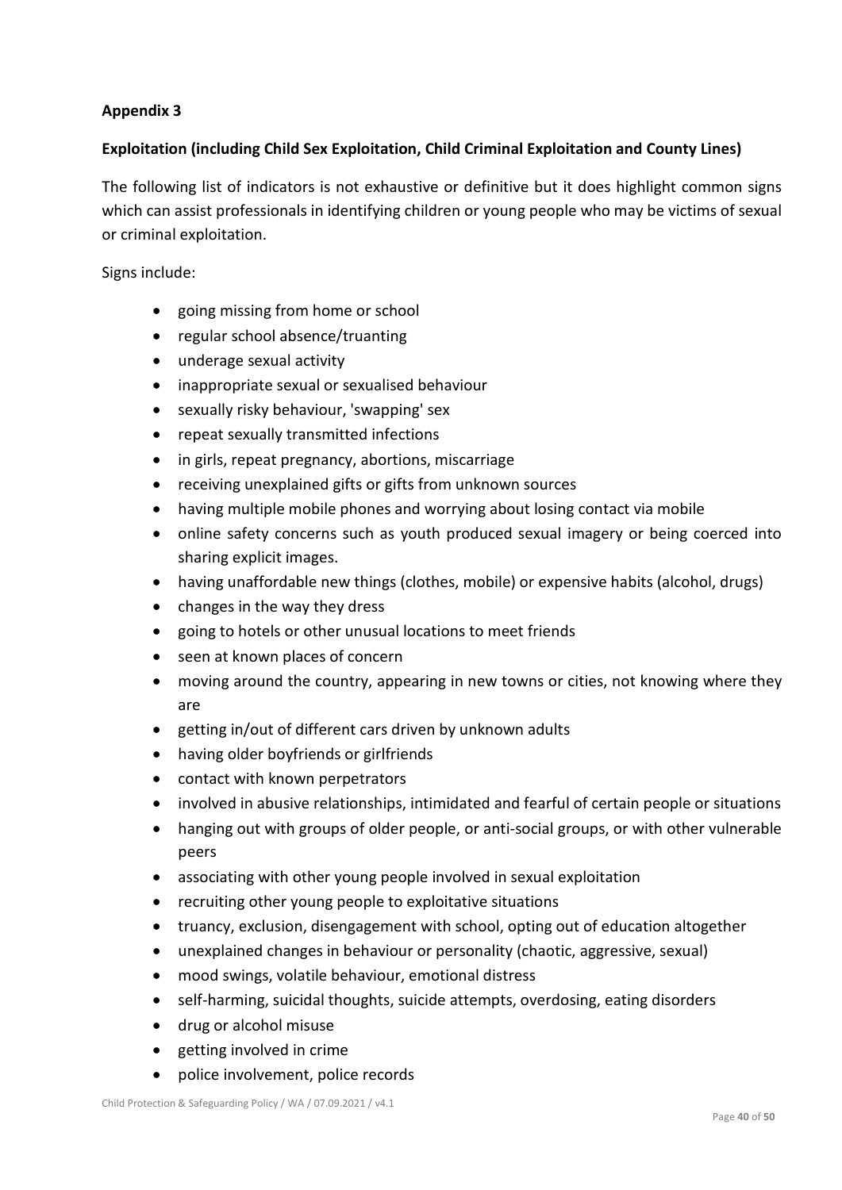**Appendix 3**

**Exploitation (including Child Sex Exploitation, Child Criminal Exploitation and County Lines)**

The following list of indicators is not exhaustive or definitive but it does highlight common signs which can assist professionals in identifying children or young people who may be victims of sexual or criminal exploitation.

Signs include:

- going missing from home or school
- regular school absence/truanting
- underage sexual activity
- inappropriate sexual or sexualised behaviour
- sexually risky behaviour, 'swapping' sex
- repeat sexually transmitted infections
- in girls, repeat pregnancy, abortions, miscarriage
- receiving unexplained gifts or gifts from unknown sources
- having multiple mobile phones and worrying about losing contact via mobile
- online safety concerns such as youth produced sexual imagery or being coerced into sharing explicit images.
- having unaffordable new things (clothes, mobile) or expensive habits (alcohol, drugs)
- changes in the way they dress
- going to hotels or other unusual locations to meet friends
- seen at known places of concern
- moving around the country, appearing in new towns or cities, not knowing where they are
- getting in/out of different cars driven by unknown adults
- having older boyfriends or girlfriends
- contact with known perpetrators
- involved in abusive relationships, intimidated and fearful of certain people or situations
- hanging out with groups of older people, or anti-social groups, or with other vulnerable peers
- associating with other young people involved in sexual exploitation
- recruiting other young people to exploitative situations
- truancy, exclusion, disengagement with school, opting out of education altogether
- unexplained changes in behaviour or personality (chaotic, aggressive, sexual)
- mood swings, volatile behaviour, emotional distress
- self-harming, suicidal thoughts, suicide attempts, overdosing, eating disorders
- drug or alcohol misuse
- getting involved in crime
- police involvement, police records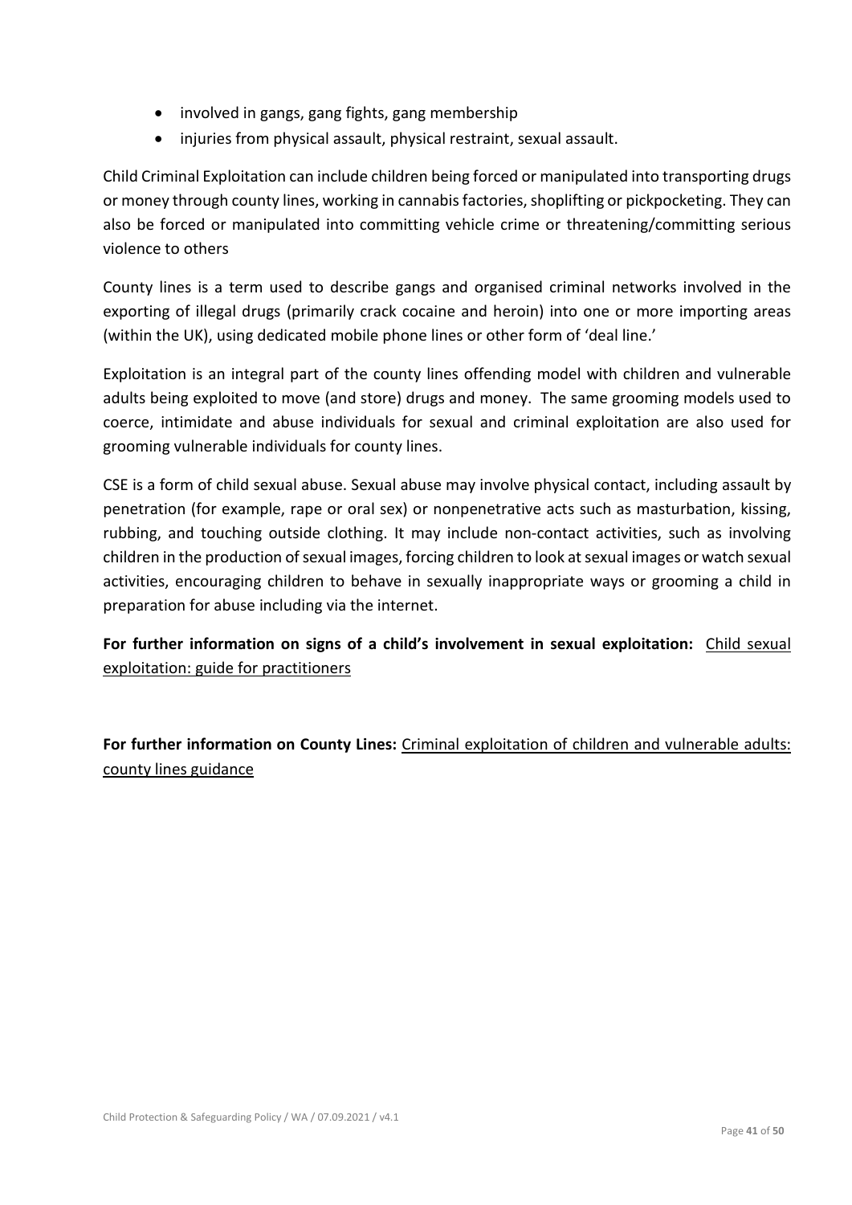- involved in gangs, gang fights, gang membership
- injuries from physical assault, physical restraint, sexual assault.

Child Criminal Exploitation can include children being forced or manipulated into transporting drugs or money through county lines, working in cannabis factories, shoplifting or pickpocketing. They can also be forced or manipulated into committing vehicle crime or threatening/committing serious violence to others

County lines is a term used to describe gangs and organised criminal networks involved in the exporting of illegal drugs (primarily crack cocaine and heroin) into one or more importing areas (within the UK), using dedicated mobile phone lines or other form of 'deal line.'

Exploitation is an integral part of the county lines offending model with children and vulnerable adults being exploited to move (and store) drugs and money. The same grooming models used to coerce, intimidate and abuse individuals for sexual and criminal exploitation are also used for grooming vulnerable individuals for county lines.

CSE is a form of child sexual abuse. Sexual abuse may involve physical contact, including assault by penetration (for example, rape or oral sex) or nonpenetrative acts such as masturbation, kissing, rubbing, and touching outside clothing. It may include non-contact activities, such as involving children in the production of sexual images, forcing children to look at sexual images or watch sexual activities, encouraging children to behave in sexually inappropriate ways or grooming a child in preparation for abuse including via the internet.

**For further information on signs of a child's involvement in sexual exploitation:** Child sexual exploitation: guide for practitioners

**For further information on County Lines:** Criminal exploitation of children and vulnerable adults: county lines guidance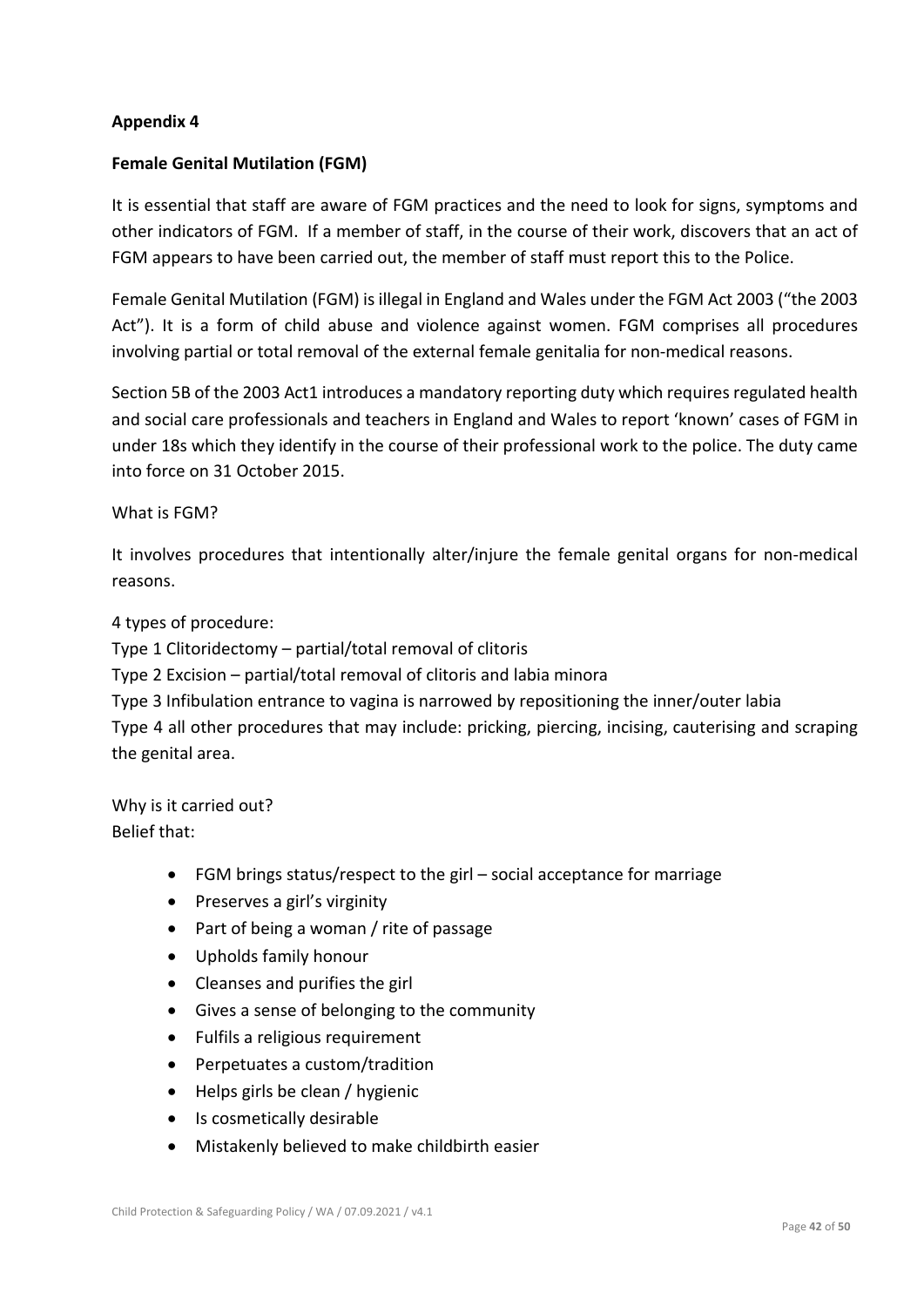**Appendix 4**

**Female Genital Mutilation (FGM)**

It is essential that staff are aware of FGM practices and the need to look for signs, symptoms and other indicators of FGM. If a member of staff, in the course of their work, discovers that an act of FGM appears to have been carried out, the member of staff must report this to the Police.

Female Genital Mutilation (FGM) is illegal in England and Wales under the FGM Act 2003 ("the 2003 Act"). It is a form of child abuse and violence against women. FGM comprises all procedures involving partial or total removal of the external female genitalia for non-medical reasons.

Section 5B of the 2003 Act[1] introduces a mandatory reporting duty which requires regulated health and social care professionals and teachers in England and Wales to report 'known' cases of FGM in under 18s which they identify in the course of their professional work to the police. The duty came into force on 31 October 2015.

What is FGM?

It involves procedures that intentionally alter/injure the female genital organs for non-medical reasons.

4 types of procedure:
Type 1 Clitoridectomy – partial/total removal of clitoris
Type 2 Excision – partial/total removal of clitoris and labia minora
Type 3 Infibulation entrance to vagina is narrowed by repositioning the inner/outer labia
Type 4 all other procedures that may include: pricking, piercing, incising, cauterising and scraping the genital area.

Why is it carried out?
Belief that:

- FGM brings status/respect to the girl – social acceptance for marriage
- Preserves a girl's virginity
- Part of being a woman / rite of passage
- Upholds family honour
- Cleanses and purifies the girl
- Gives a sense of belonging to the community
- Fulfils a religious requirement
- Perpetuates a custom/tradition
- Helps girls be clean / hygienic
- Is cosmetically desirable
- Mistakenly believed to make childbirth easier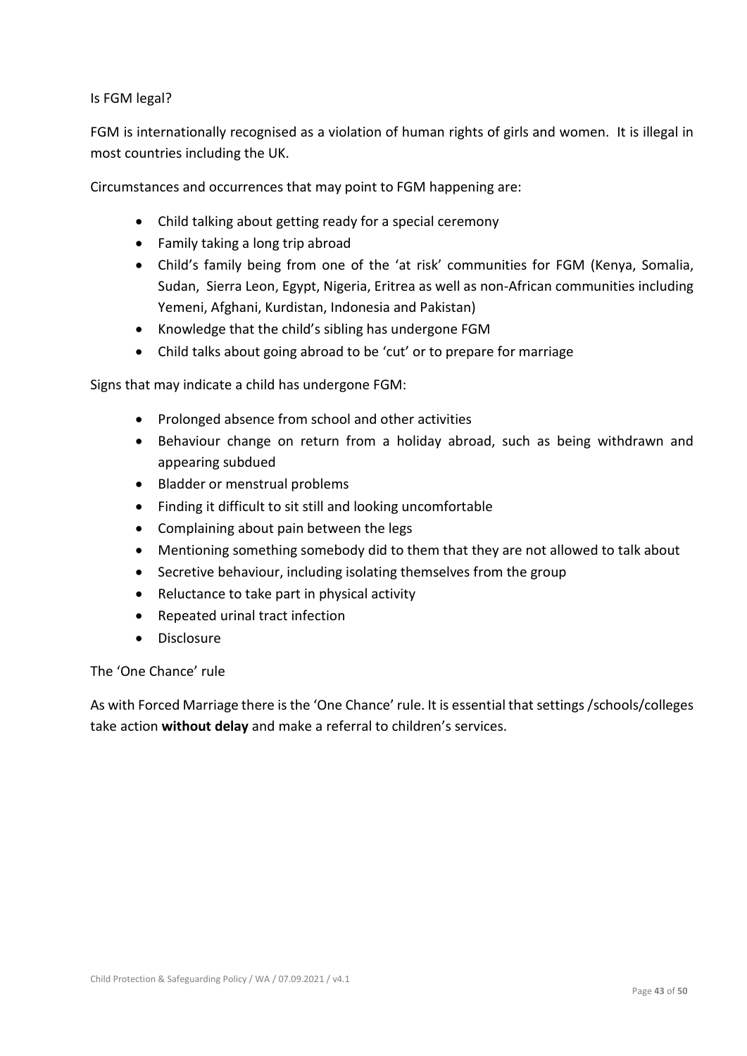Is FGM legal?

FGM is internationally recognised as a violation of human rights of girls and women. It is illegal in most countries including the UK.

Circumstances and occurrences that may point to FGM happening are:

- Child talking about getting ready for a special ceremony
- Family taking a long trip abroad
- Child's family being from one of the 'at risk' communities for FGM (Kenya, Somalia, Sudan, Sierra Leon, Egypt, Nigeria, Eritrea as well as non-African communities including Yemeni, Afghani, Kurdistan, Indonesia and Pakistan)
- Knowledge that the child's sibling has undergone FGM
- Child talks about going abroad to be 'cut' or to prepare for marriage

Signs that may indicate a child has undergone FGM:

- Prolonged absence from school and other activities
- Behaviour change on return from a holiday abroad, such as being withdrawn and appearing subdued
- Bladder or menstrual problems
- Finding it difficult to sit still and looking uncomfortable
- Complaining about pain between the legs
- Mentioning something somebody did to them that they are not allowed to talk about
- Secretive behaviour, including isolating themselves from the group
- Reluctance to take part in physical activity
- Repeated urinal tract infection
- Disclosure

The 'One Chance' rule

As with Forced Marriage there is the 'One Chance' rule. It is essential that settings /schools/colleges take action **without delay** and make a referral to children's services.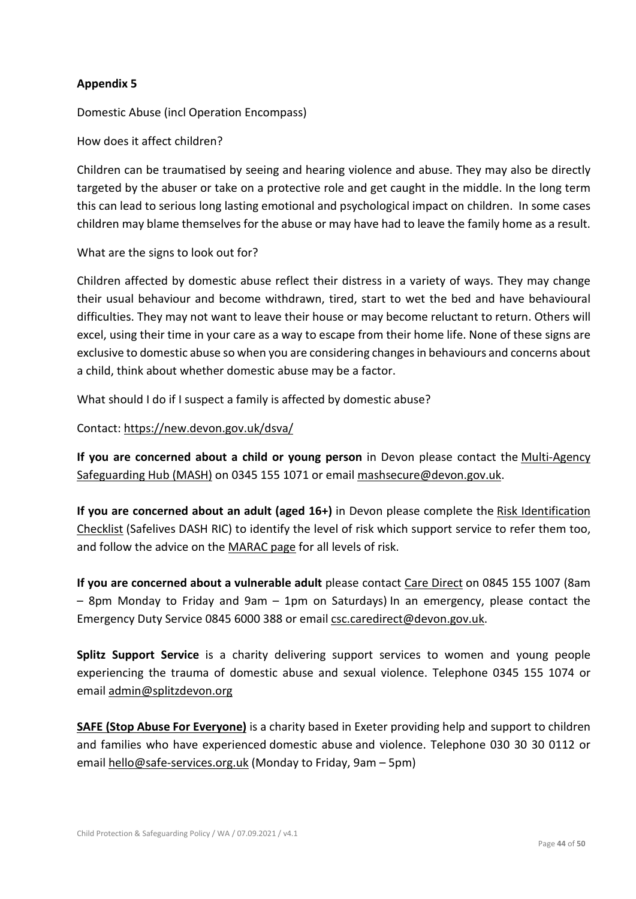**Appendix 5**

Domestic Abuse (incl Operation Encompass)

How does it affect children?

Children can be traumatised by seeing and hearing violence and abuse. They may also be directly targeted by the abuser or take on a protective role and get caught in the middle. In the long term this can lead to serious long lasting emotional and psychological impact on children. In some cases children may blame themselves for the abuse or may have had to leave the family home as a result.

What are the signs to look out for?

Children affected by domestic abuse reflect their distress in a variety of ways. They may change their usual behaviour and become withdrawn, tired, start to wet the bed and have behavioural difficulties. They may not want to leave their house or may become reluctant to return. Others will excel, using their time in your care as a way to escape from their home life. None of these signs are exclusive to domestic abuse so when you are considering changes in behaviours and concerns about a child, think about whether domestic abuse may be a factor.

What should I do if I suspect a family is affected by domestic abuse?

Contact: https://new.devon.gov.uk/dsva/

**If you are concerned about a child or young person** in Devon please contact the Multi-Agency Safeguarding Hub (MASH) on 0345 155 1071 or email mashsecure@devon.gov.uk.

**If you are concerned about an adult (aged 16+)** in Devon please complete the Risk Identification Checklist (Safelives DASH RIC) to identify the level of risk which support service to refer them too, and follow the advice on the MARAC page for all levels of risk.

**If you are concerned about a vulnerable adult** please contact Care Direct on 0845 155 1007 (8am – 8pm Monday to Friday and 9am – 1pm on Saturdays) In an emergency, please contact the Emergency Duty Service 0845 6000 388 or email csc.caredirect@devon.gov.uk.

**Splitz Support Service** is a charity delivering support services to women and young people experiencing the trauma of domestic abuse and sexual violence. Telephone 0345 155 1074 or email admin@splitzdevon.org

**SAFE (Stop Abuse For Everyone)** is a charity based in Exeter providing help and support to children and families who have experienced domestic abuse and violence. Telephone 030 30 30 0112 or email hello@safe-services.org.uk (Monday to Friday, 9am – 5pm)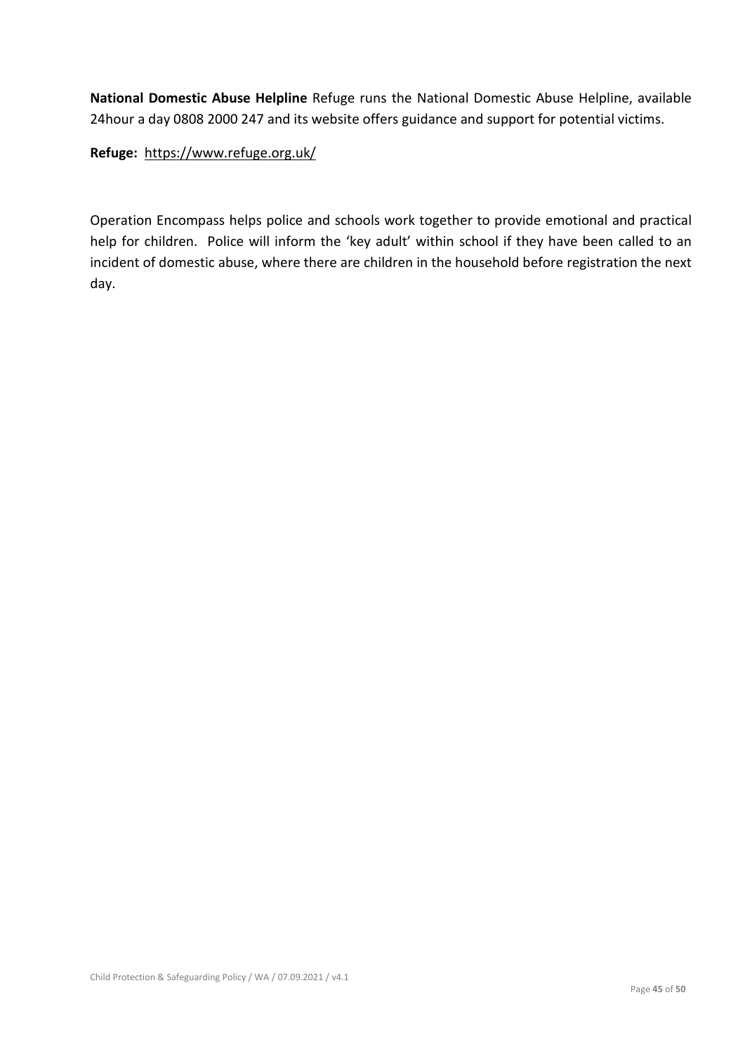**National Domestic Abuse Helpline** Refuge runs the National Domestic Abuse Helpline, available 24hour a day 0808 2000 247 and its website offers guidance and support for potential victims.

**Refuge:** https://www.refuge.org.uk/

Operation Encompass helps police and schools work together to provide emotional and practical help for children. Police will inform the 'key adult' within school if they have been called to an incident of domestic abuse, where there are children in the household before registration the next day.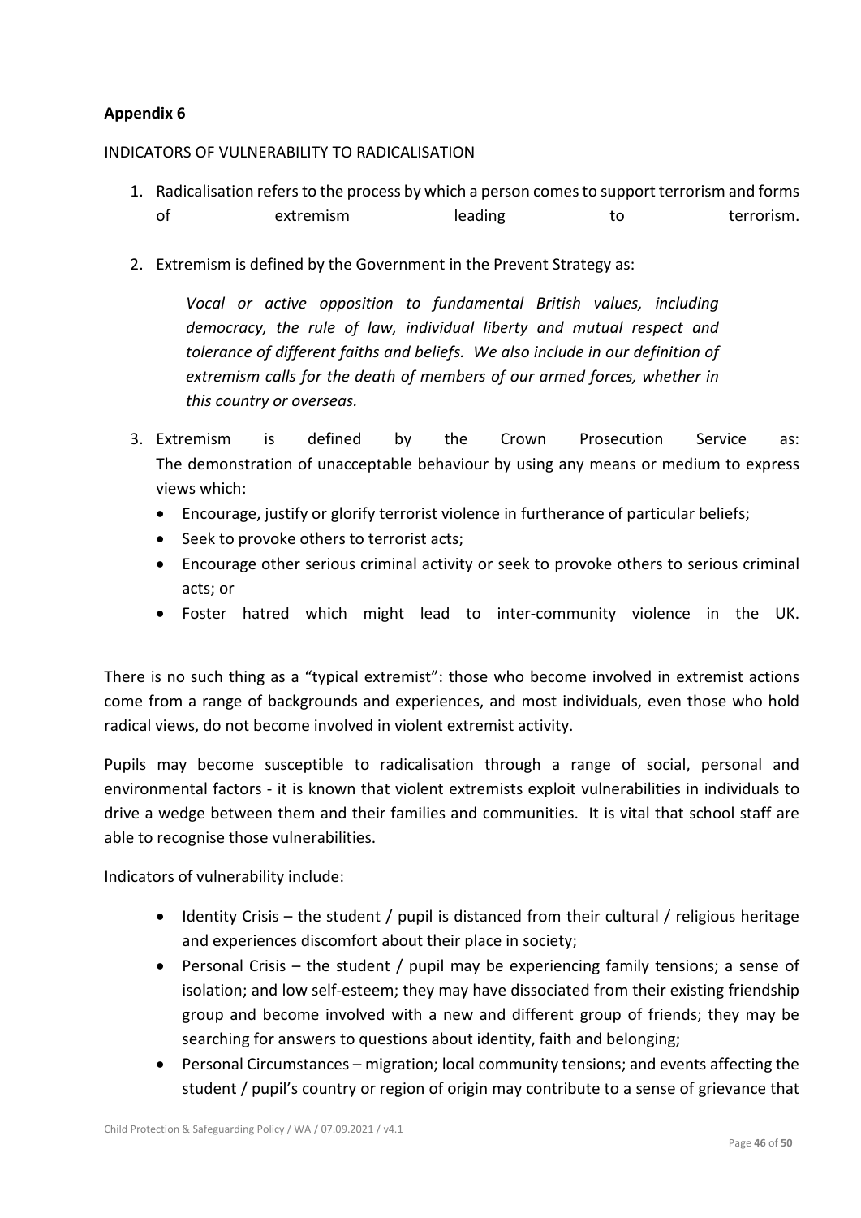**Appendix 6**

INDICATORS OF VULNERABILITY TO RADICALISATION

1. Radicalisation refers to the process by which a person comes to support terrorism and forms of extremism leading to terrorism.
2. Extremism is defined by the Government in the Prevent Strategy as:

   *Vocal or active opposition to fundamental British values, including democracy, the rule of law, individual liberty and mutual respect and tolerance of different faiths and beliefs. We also include in our definition of extremism calls for the death of members of our armed forces, whether in this country or overseas.*

3. Extremism is defined by the Crown Prosecution Service as: The demonstration of unacceptable behaviour by using any means or medium to express views which:
   - Encourage, justify or glorify terrorist violence in furtherance of particular beliefs;
   - Seek to provoke others to terrorist acts;
   - Encourage other serious criminal activity or seek to provoke others to serious criminal acts; or
   - Foster hatred which might lead to inter-community violence in the UK.

There is no such thing as a "typical extremist": those who become involved in extremist actions come from a range of backgrounds and experiences, and most individuals, even those who hold radical views, do not become involved in violent extremist activity.

Pupils may become susceptible to radicalisation through a range of social, personal and environmental factors - it is known that violent extremists exploit vulnerabilities in individuals to drive a wedge between them and their families and communities. It is vital that school staff are able to recognise those vulnerabilities.

Indicators of vulnerability include:

- Identity Crisis – the student / pupil is distanced from their cultural / religious heritage and experiences discomfort about their place in society;
- Personal Crisis – the student / pupil may be experiencing family tensions; a sense of isolation; and low self-esteem; they may have dissociated from their existing friendship group and become involved with a new and different group of friends; they may be searching for answers to questions about identity, faith and belonging;
- Personal Circumstances – migration; local community tensions; and events affecting the student / pupil's country or region of origin may contribute to a sense of grievance that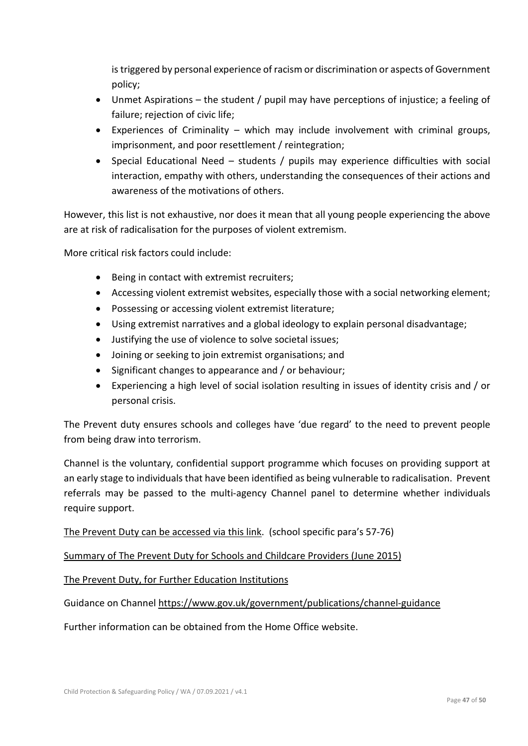is triggered by personal experience of racism or discrimination or aspects of Government policy;

- Unmet Aspirations – the student / pupil may have perceptions of injustice; a feeling of failure; rejection of civic life;
- Experiences of Criminality – which may include involvement with criminal groups, imprisonment, and poor resettlement / reintegration;
- Special Educational Need – students / pupils may experience difficulties with social interaction, empathy with others, understanding the consequences of their actions and awareness of the motivations of others.

However, this list is not exhaustive, nor does it mean that all young people experiencing the above are at risk of radicalisation for the purposes of violent extremism.

More critical risk factors could include:

- Being in contact with extremist recruiters;
- Accessing violent extremist websites, especially those with a social networking element;
- Possessing or accessing violent extremist literature;
- Using extremist narratives and a global ideology to explain personal disadvantage;
- Justifying the use of violence to solve societal issues;
- Joining or seeking to join extremist organisations; and
- Significant changes to appearance and / or behaviour;
- Experiencing a high level of social isolation resulting in issues of identity crisis and / or personal crisis.

The Prevent duty ensures schools and colleges have 'due regard' to the need to prevent people from being draw into terrorism.

Channel is the voluntary, confidential support programme which focuses on providing support at an early stage to individuals that have been identified as being vulnerable to radicalisation. Prevent referrals may be passed to the multi-agency Channel panel to determine whether individuals require support.

The Prevent Duty can be accessed via this link. (school specific para's 57-76)

Summary of The Prevent Duty for Schools and Childcare Providers (June 2015)

The Prevent Duty, for Further Education Institutions

Guidance on Channel https://www.gov.uk/government/publications/channel-guidance

Further information can be obtained from the Home Office website.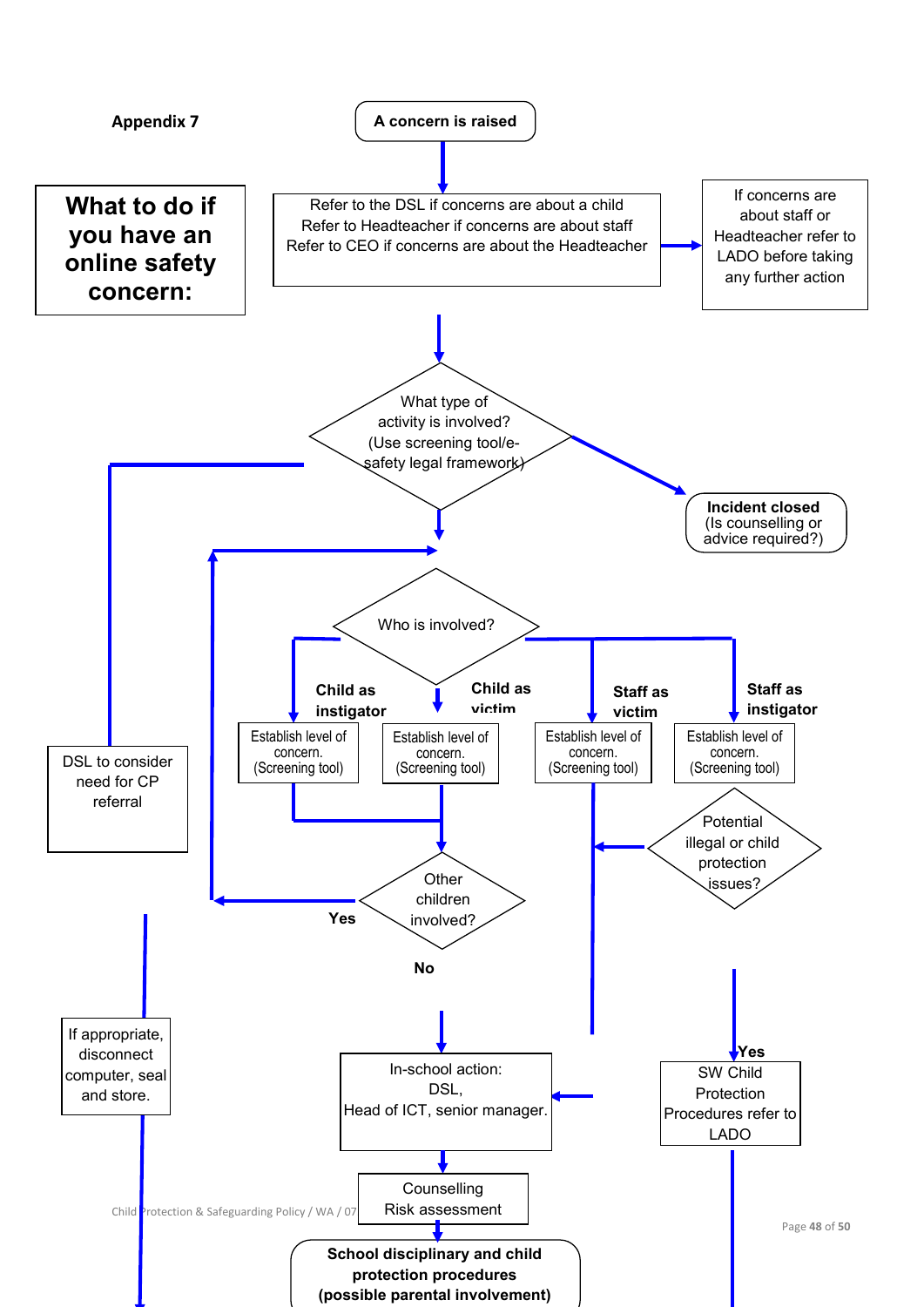**Appendix 7**

# What to do if you have an online safety concern:

**A concern is raised**

Refer to the DSL if concerns are about a child
Refer to Headteacher if concerns are about staff
Refer to CEO if concerns are about the Headteacher

If concerns are about staff or Headteacher refer to LADO before taking any further action

What type of activity is involved? (Use screening tool/e-safety legal framework)

**Incident closed** (Is counselling or advice required?)

Who is involved?

**Child as instigator**

Establish level of concern. (Screening tool)

**Child as victim**

Establish level of concern. (Screening tool)

**Staff as victim**

Establish level of concern. (Screening tool)

**Staff as instigator**

Establish level of concern. (Screening tool)

Potential illegal or child protection issues?

DSL to consider need for CP referral

Other children involved?

**Yes**

**No**

If appropriate, disconnect computer, seal and store.

In-school action: DSL, Head of ICT, senior manager.

**Yes**

SW Child Protection Procedures refer to LADO

Counselling
Risk assessment

**School disciplinary and child protection procedures (possible parental involvement)**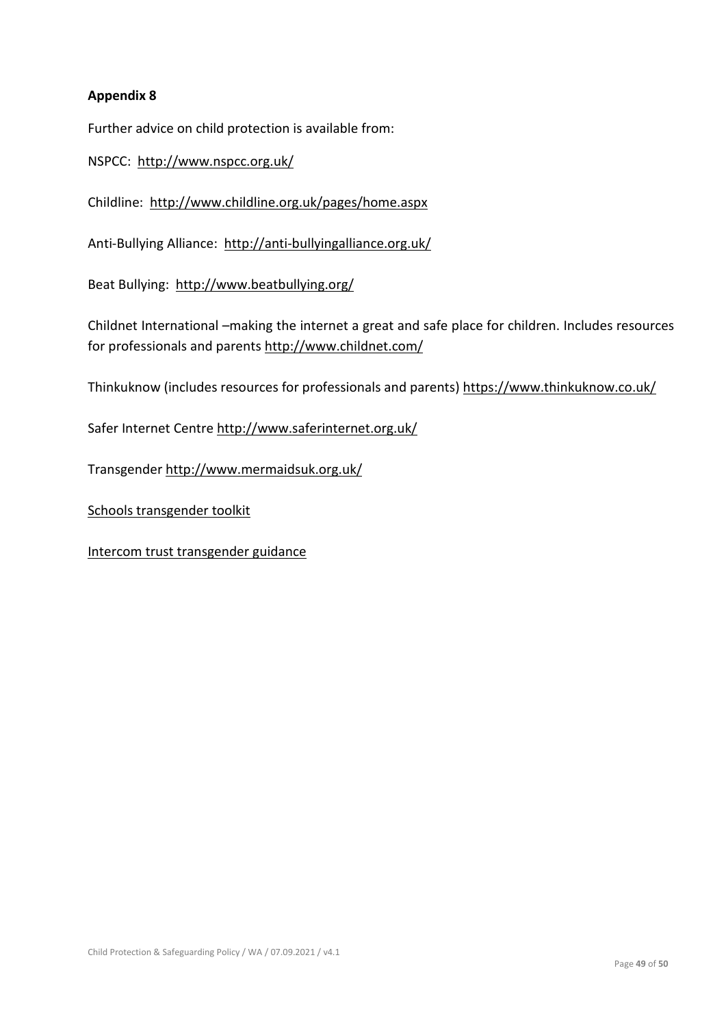**Appendix 8**

Further advice on child protection is available from:

NSPCC: http://www.nspcc.org.uk/

Childline: http://www.childline.org.uk/pages/home.aspx

Anti-Bullying Alliance: http://anti-bullyingalliance.org.uk/

Beat Bullying: http://www.beatbullying.org/

Childnet International –making the internet a great and safe place for children. Includes resources for professionals and parents http://www.childnet.com/

Thinkuknow (includes resources for professionals and parents) https://www.thinkuknow.co.uk/

Safer Internet Centre http://www.saferinternet.org.uk/

Transgender http://www.mermaidsuk.org.uk/

Schools transgender toolkit

Intercom trust transgender guidance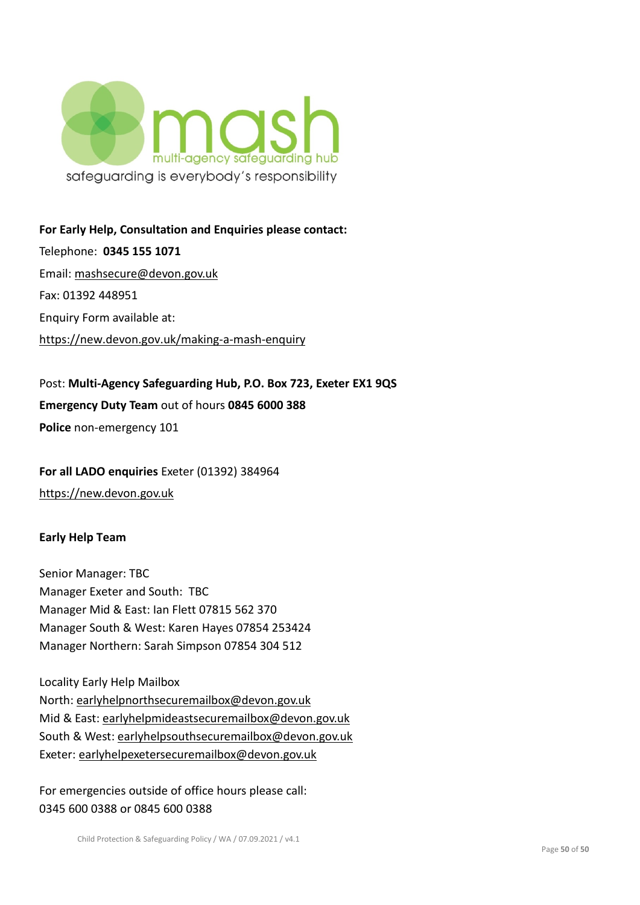mash

multi-agency safeguarding hub

safeguarding is everybody's responsibility

**For Early Help, Consultation and Enquiries please contact:**

Telephone: **0345 155 1071**

Email: mashsecure@devon.gov.uk

Fax: 01392 448951

Enquiry Form available at:

https://new.devon.gov.uk/making-a-mash-enquiry

Post: **Multi-Agency Safeguarding Hub, P.O. Box 723, Exeter EX1 9QS**

**Emergency Duty Team** out of hours **0845 6000 388**

**Police** non-emergency 101

**For all LADO enquiries** Exeter (01392) 384964

https://new.devon.gov.uk

**Early Help Team**

Senior Manager: TBC
Manager Exeter and South: TBC
Manager Mid & East: Ian Flett 07815 562 370
Manager South & West: Karen Hayes 07854 253424
Manager Northern: Sarah Simpson 07854 304 512

Locality Early Help Mailbox
North: earlyhelpnorthsecuremailbox@devon.gov.uk
Mid & East: earlyhelpmideastsecuremailbox@devon.gov.uk
South & West: earlyhelpsouthsecuremailbox@devon.gov.uk
Exeter: earlyhelpexetersecuremailbox@devon.gov.uk

For emergencies outside of office hours please call:
0345 600 0388 or 0845 600 0388